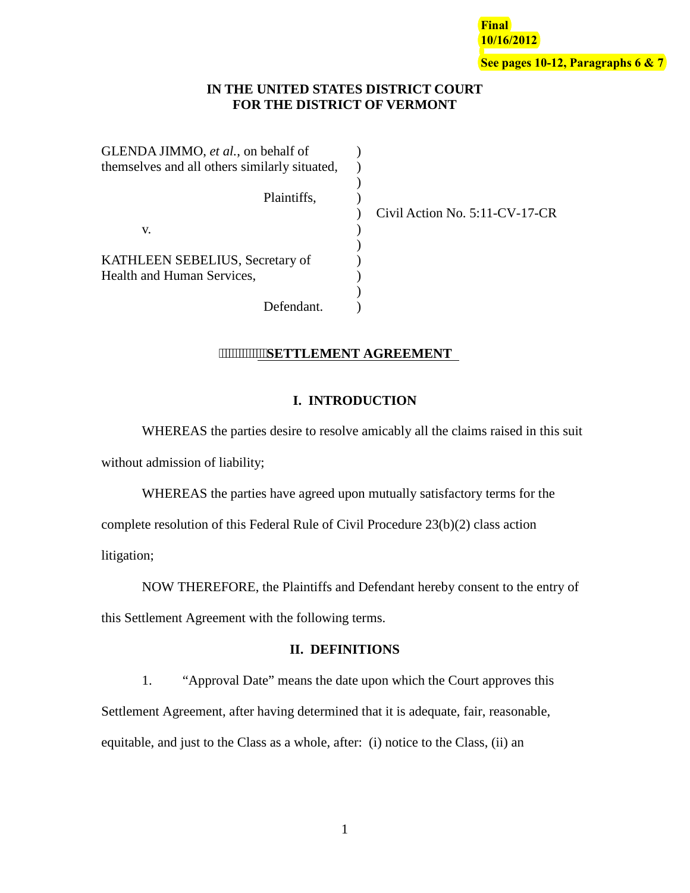**Final**
**10/16/2012**

**See pages 10-12, Paragraphs 6 & 7**

**IN THE UNITED STATES DISTRICT COURT**
**FOR THE DISTRICT OF VERMONT**

| | | |
|---|---|---|
| GLENDA JIMMO, *et al.*, on behalf of themselves and all others similarly situated, | ) | |
| Plaintiffs, | ) | Civil Action No. 5:11-CV-17-CR |
| v. | ) | |
| KATHLEEN SEBELIUS, Secretary of Health and Human Services, | ) | |
| Defendant. | ) | |

**SETTLEMENT AGREEMENT**

## I. INTRODUCTION

WHEREAS the parties desire to resolve amicably all the claims raised in this suit without admission of liability;

WHEREAS the parties have agreed upon mutually satisfactory terms for the complete resolution of this Federal Rule of Civil Procedure 23(b)(2) class action litigation;

NOW THEREFORE, the Plaintiffs and Defendant hereby consent to the entry of this Settlement Agreement with the following terms.

## II. DEFINITIONS

1. "Approval Date" means the date upon which the Court approves this Settlement Agreement, after having determined that it is adequate, fair, reasonable, equitable, and just to the Class as a whole, after: (i) notice to the Class, (ii) an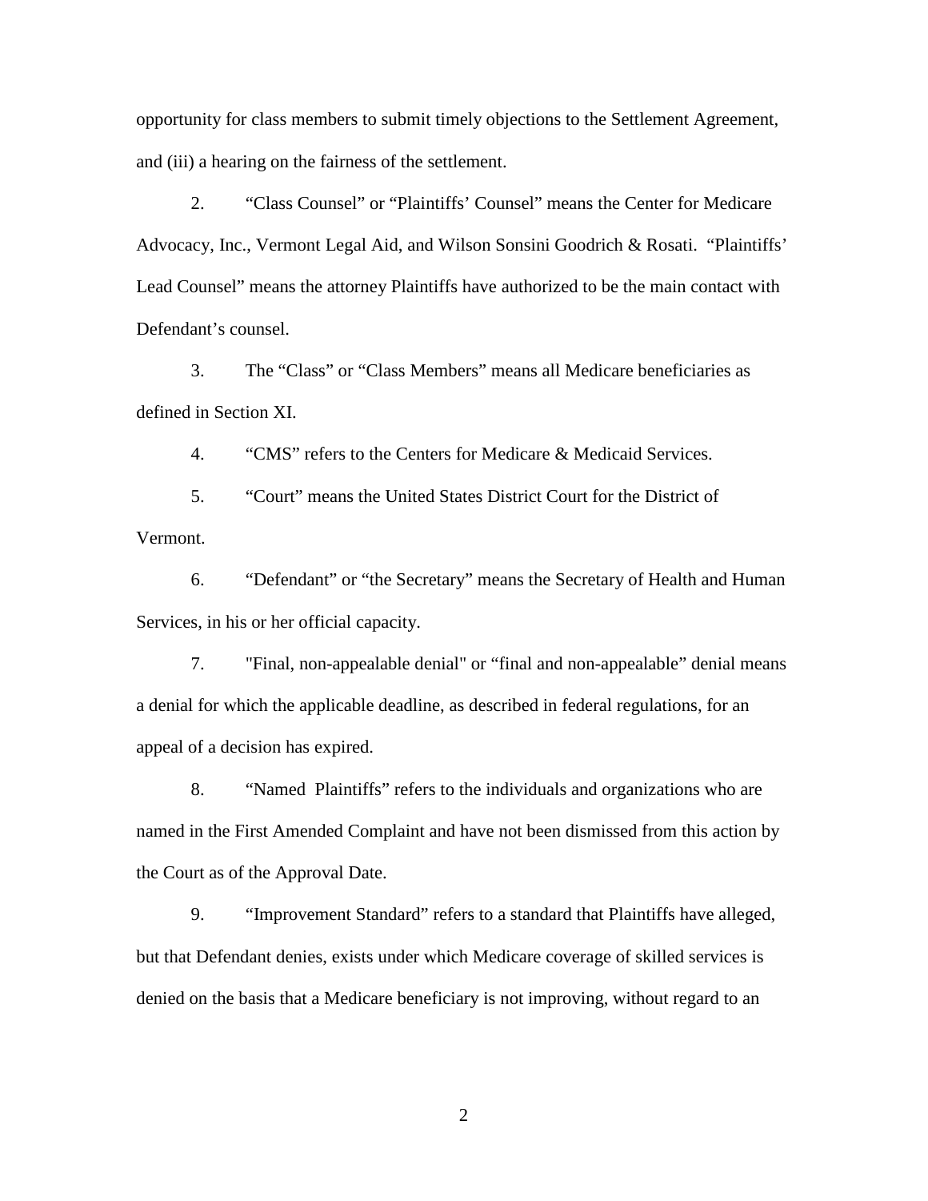opportunity for class members to submit timely objections to the Settlement Agreement, and (iii) a hearing on the fairness of the settlement.

2. "Class Counsel" or "Plaintiffs' Counsel" means the Center for Medicare Advocacy, Inc., Vermont Legal Aid, and Wilson Sonsini Goodrich & Rosati. "Plaintiffs' Lead Counsel" means the attorney Plaintiffs have authorized to be the main contact with Defendant's counsel.

3. The "Class" or "Class Members" means all Medicare beneficiaries as defined in Section XI.

4. "CMS" refers to the Centers for Medicare & Medicaid Services.

5. "Court" means the United States District Court for the District of Vermont.

6. "Defendant" or "the Secretary" means the Secretary of Health and Human Services, in his or her official capacity.

7. "Final, non-appealable denial" or "final and non-appealable" denial means a denial for which the applicable deadline, as described in federal regulations, for an appeal of a decision has expired.

8. "Named Plaintiffs" refers to the individuals and organizations who are named in the First Amended Complaint and have not been dismissed from this action by the Court as of the Approval Date.

9. "Improvement Standard" refers to a standard that Plaintiffs have alleged, but that Defendant denies, exists under which Medicare coverage of skilled services is denied on the basis that a Medicare beneficiary is not improving, without regard to an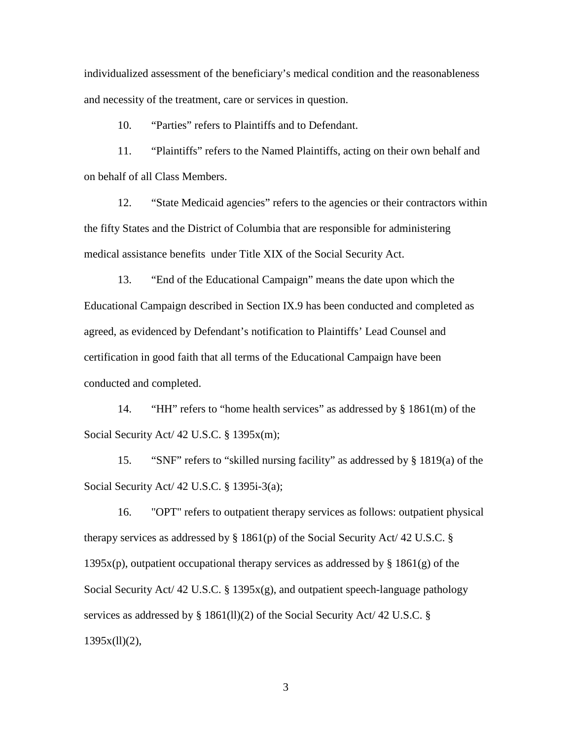individualized assessment of the beneficiary's medical condition and the reasonableness and necessity of the treatment, care or services in question.

10. "Parties" refers to Plaintiffs and to Defendant.

11. "Plaintiffs" refers to the Named Plaintiffs, acting on their own behalf and on behalf of all Class Members.

12. "State Medicaid agencies" refers to the agencies or their contractors within the fifty States and the District of Columbia that are responsible for administering medical assistance benefits under Title XIX of the Social Security Act.

13. "End of the Educational Campaign" means the date upon which the Educational Campaign described in Section IX.9 has been conducted and completed as agreed, as evidenced by Defendant's notification to Plaintiffs' Lead Counsel and certification in good faith that all terms of the Educational Campaign have been conducted and completed.

14. "HH" refers to "home health services" as addressed by § 1861(m) of the Social Security Act/ 42 U.S.C. § 1395x(m);

15. "SNF" refers to "skilled nursing facility" as addressed by § 1819(a) of the Social Security Act/ 42 U.S.C. § 1395i-3(a);

16. "OPT" refers to outpatient therapy services as follows: outpatient physical therapy services as addressed by § 1861(p) of the Social Security Act/ 42 U.S.C. § 1395x(p), outpatient occupational therapy services as addressed by § 1861(g) of the Social Security Act/ 42 U.S.C. § 1395x(g), and outpatient speech-language pathology services as addressed by § 1861(ll)(2) of the Social Security Act/ 42 U.S.C. § 1395x(ll)(2),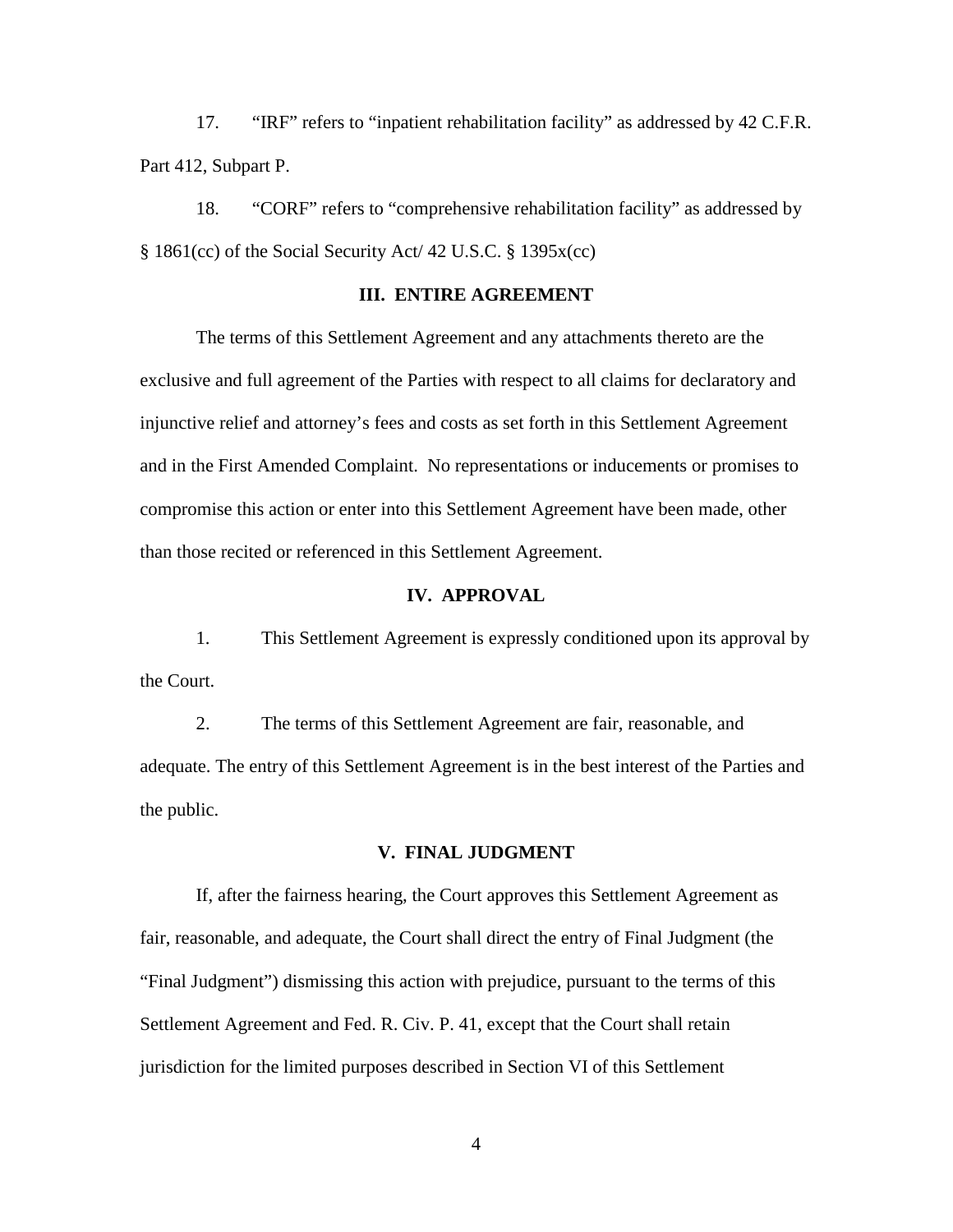17. "IRF" refers to "inpatient rehabilitation facility" as addressed by 42 C.F.R. Part 412, Subpart P.

18. "CORF" refers to "comprehensive rehabilitation facility" as addressed by § 1861(cc) of the Social Security Act/ 42 U.S.C. § 1395x(cc)

## III. ENTIRE AGREEMENT

The terms of this Settlement Agreement and any attachments thereto are the exclusive and full agreement of the Parties with respect to all claims for declaratory and injunctive relief and attorney's fees and costs as set forth in this Settlement Agreement and in the First Amended Complaint. No representations or inducements or promises to compromise this action or enter into this Settlement Agreement have been made, other than those recited or referenced in this Settlement Agreement.

## IV. APPROVAL

1. This Settlement Agreement is expressly conditioned upon its approval by the Court.

2. The terms of this Settlement Agreement are fair, reasonable, and adequate. The entry of this Settlement Agreement is in the best interest of the Parties and the public.

## V. FINAL JUDGMENT

If, after the fairness hearing, the Court approves this Settlement Agreement as fair, reasonable, and adequate, the Court shall direct the entry of Final Judgment (the "Final Judgment") dismissing this action with prejudice, pursuant to the terms of this Settlement Agreement and Fed. R. Civ. P. 41, except that the Court shall retain jurisdiction for the limited purposes described in Section VI of this Settlement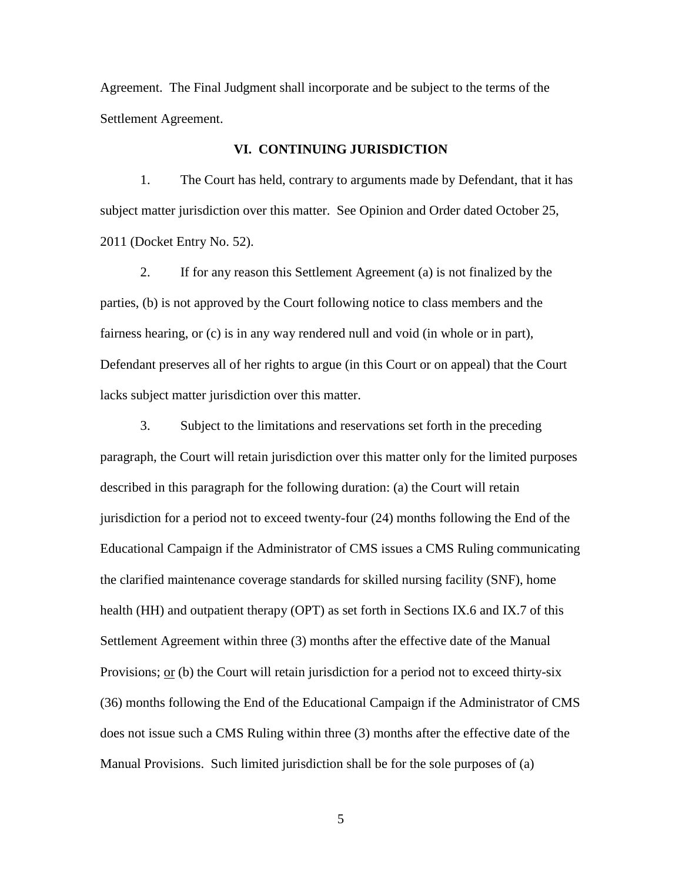Agreement. The Final Judgment shall incorporate and be subject to the terms of the Settlement Agreement.

## VI. CONTINUING JURISDICTION

1. The Court has held, contrary to arguments made by Defendant, that it has subject matter jurisdiction over this matter. See Opinion and Order dated October 25, 2011 (Docket Entry No. 52).

2. If for any reason this Settlement Agreement (a) is not finalized by the parties, (b) is not approved by the Court following notice to class members and the fairness hearing, or (c) is in any way rendered null and void (in whole or in part), Defendant preserves all of her rights to argue (in this Court or on appeal) that the Court lacks subject matter jurisdiction over this matter.

3. Subject to the limitations and reservations set forth in the preceding paragraph, the Court will retain jurisdiction over this matter only for the limited purposes described in this paragraph for the following duration: (a) the Court will retain jurisdiction for a period not to exceed twenty-four (24) months following the End of the Educational Campaign if the Administrator of CMS issues a CMS Ruling communicating the clarified maintenance coverage standards for skilled nursing facility (SNF), home health (HH) and outpatient therapy (OPT) as set forth in Sections IX.6 and IX.7 of this Settlement Agreement within three (3) months after the effective date of the Manual Provisions; <u>or</u> (b) the Court will retain jurisdiction for a period not to exceed thirty-six (36) months following the End of the Educational Campaign if the Administrator of CMS does not issue such a CMS Ruling within three (3) months after the effective date of the Manual Provisions. Such limited jurisdiction shall be for the sole purposes of (a)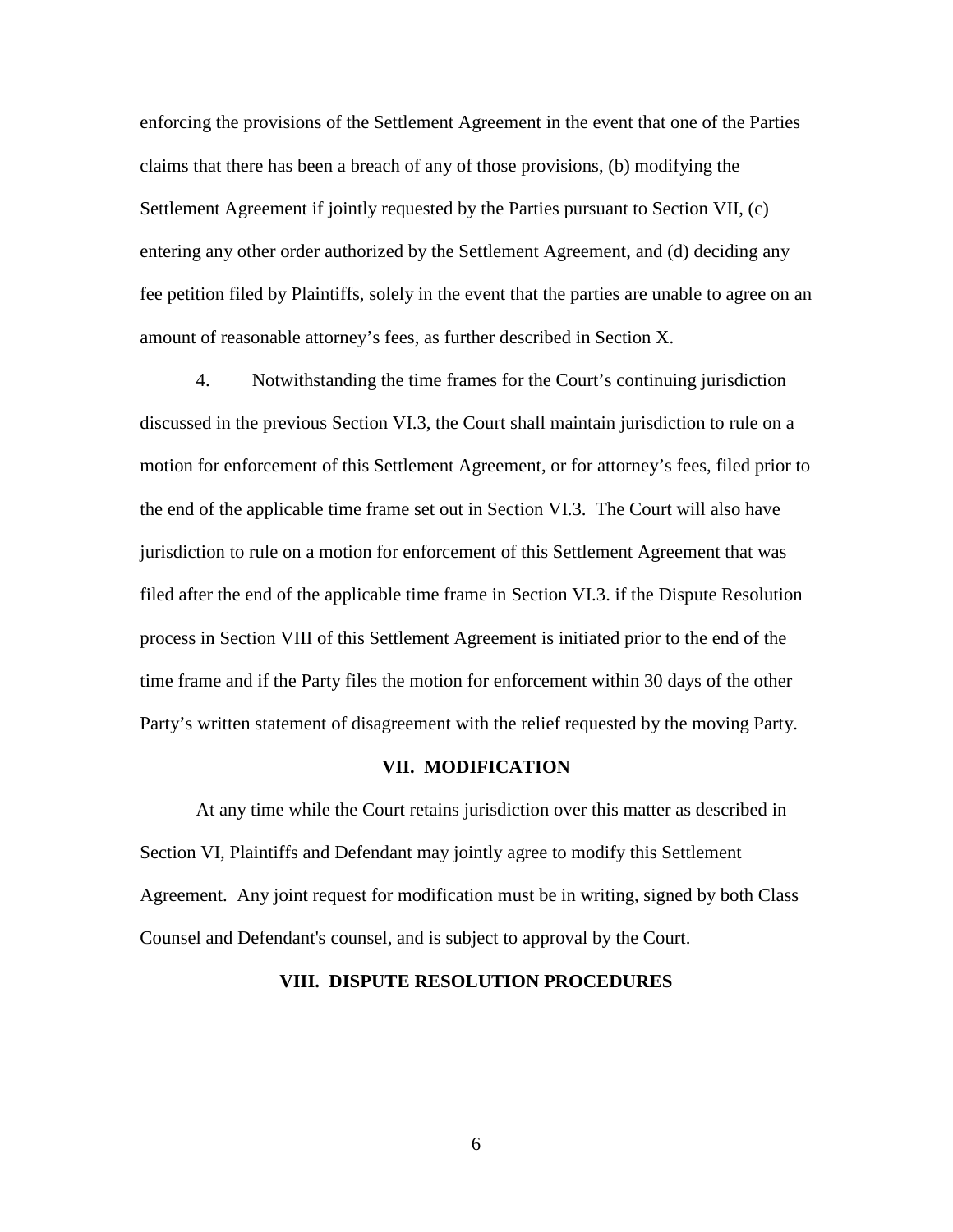enforcing the provisions of the Settlement Agreement in the event that one of the Parties claims that there has been a breach of any of those provisions, (b) modifying the Settlement Agreement if jointly requested by the Parties pursuant to Section VII, (c) entering any other order authorized by the Settlement Agreement, and (d) deciding any fee petition filed by Plaintiffs, solely in the event that the parties are unable to agree on an amount of reasonable attorney's fees, as further described in Section X.

4. Notwithstanding the time frames for the Court's continuing jurisdiction discussed in the previous Section VI.3, the Court shall maintain jurisdiction to rule on a motion for enforcement of this Settlement Agreement, or for attorney's fees, filed prior to the end of the applicable time frame set out in Section VI.3. The Court will also have jurisdiction to rule on a motion for enforcement of this Settlement Agreement that was filed after the end of the applicable time frame in Section VI.3. if the Dispute Resolution process in Section VIII of this Settlement Agreement is initiated prior to the end of the time frame and if the Party files the motion for enforcement within 30 days of the other Party's written statement of disagreement with the relief requested by the moving Party.

## VII. MODIFICATION

At any time while the Court retains jurisdiction over this matter as described in Section VI, Plaintiffs and Defendant may jointly agree to modify this Settlement Agreement. Any joint request for modification must be in writing, signed by both Class Counsel and Defendant's counsel, and is subject to approval by the Court.

## VIII. DISPUTE RESOLUTION PROCEDURES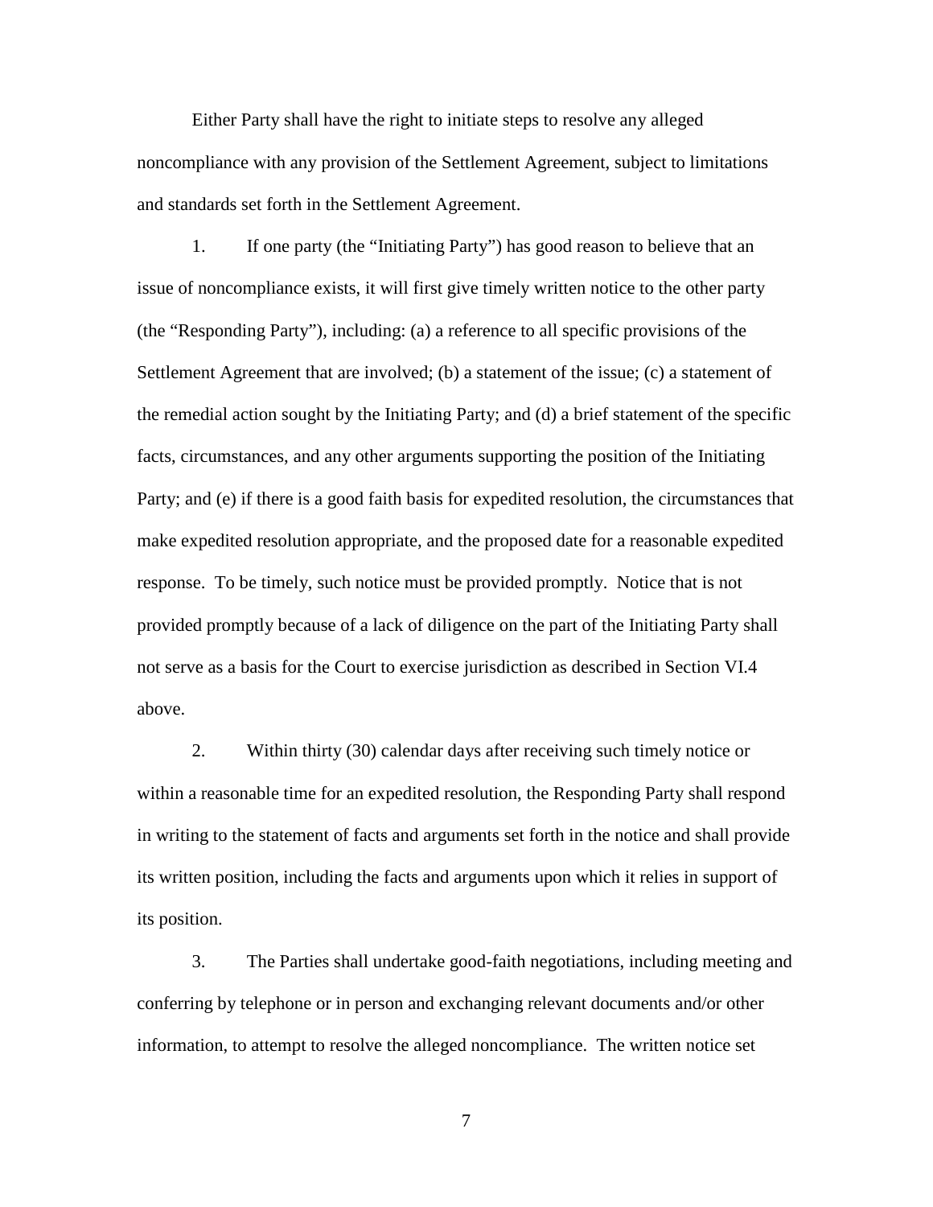Either Party shall have the right to initiate steps to resolve any alleged noncompliance with any provision of the Settlement Agreement, subject to limitations and standards set forth in the Settlement Agreement.

1. If one party (the "Initiating Party") has good reason to believe that an issue of noncompliance exists, it will first give timely written notice to the other party (the "Responding Party"), including: (a) a reference to all specific provisions of the Settlement Agreement that are involved; (b) a statement of the issue; (c) a statement of the remedial action sought by the Initiating Party; and (d) a brief statement of the specific facts, circumstances, and any other arguments supporting the position of the Initiating Party; and (e) if there is a good faith basis for expedited resolution, the circumstances that make expedited resolution appropriate, and the proposed date for a reasonable expedited response. To be timely, such notice must be provided promptly. Notice that is not provided promptly because of a lack of diligence on the part of the Initiating Party shall not serve as a basis for the Court to exercise jurisdiction as described in Section VI.4 above.

2. Within thirty (30) calendar days after receiving such timely notice or within a reasonable time for an expedited resolution, the Responding Party shall respond in writing to the statement of facts and arguments set forth in the notice and shall provide its written position, including the facts and arguments upon which it relies in support of its position.

3. The Parties shall undertake good-faith negotiations, including meeting and conferring by telephone or in person and exchanging relevant documents and/or other information, to attempt to resolve the alleged noncompliance. The written notice set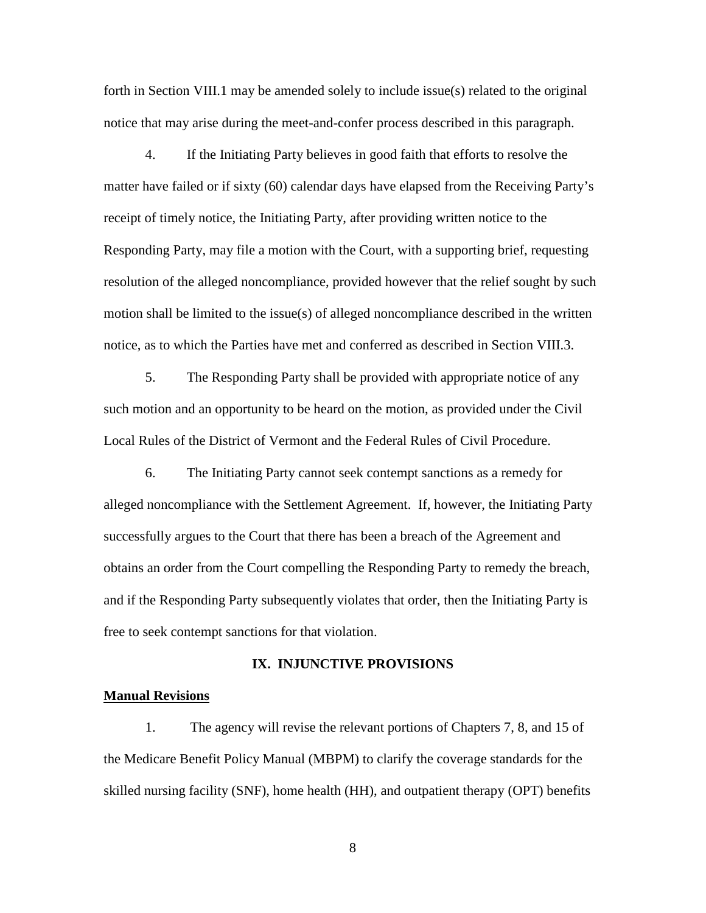forth in Section VIII.1 may be amended solely to include issue(s) related to the original notice that may arise during the meet-and-confer process described in this paragraph.

4. If the Initiating Party believes in good faith that efforts to resolve the matter have failed or if sixty (60) calendar days have elapsed from the Receiving Party's receipt of timely notice, the Initiating Party, after providing written notice to the Responding Party, may file a motion with the Court, with a supporting brief, requesting resolution of the alleged noncompliance, provided however that the relief sought by such motion shall be limited to the issue(s) of alleged noncompliance described in the written notice, as to which the Parties have met and conferred as described in Section VIII.3.

5. The Responding Party shall be provided with appropriate notice of any such motion and an opportunity to be heard on the motion, as provided under the Civil Local Rules of the District of Vermont and the Federal Rules of Civil Procedure.

6. The Initiating Party cannot seek contempt sanctions as a remedy for alleged noncompliance with the Settlement Agreement. If, however, the Initiating Party successfully argues to the Court that there has been a breach of the Agreement and obtains an order from the Court compelling the Responding Party to remedy the breach, and if the Responding Party subsequently violates that order, then the Initiating Party is free to seek contempt sanctions for that violation.

## IX. INJUNCTIVE PROVISIONS

**Manual Revisions**

1. The agency will revise the relevant portions of Chapters 7, 8, and 15 of the Medicare Benefit Policy Manual (MBPM) to clarify the coverage standards for the skilled nursing facility (SNF), home health (HH), and outpatient therapy (OPT) benefits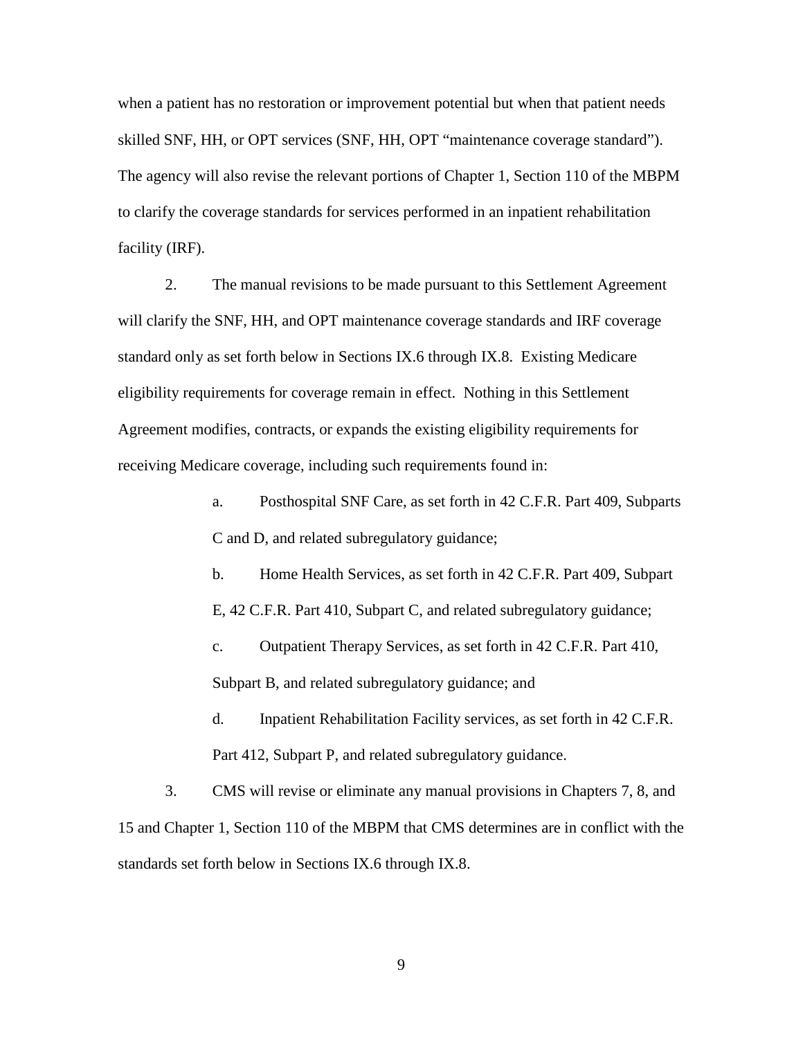when a patient has no restoration or improvement potential but when that patient needs skilled SNF, HH, or OPT services (SNF, HH, OPT "maintenance coverage standard"). The agency will also revise the relevant portions of Chapter 1, Section 110 of the MBPM to clarify the coverage standards for services performed in an inpatient rehabilitation facility (IRF).

2. The manual revisions to be made pursuant to this Settlement Agreement will clarify the SNF, HH, and OPT maintenance coverage standards and IRF coverage standard only as set forth below in Sections IX.6 through IX.8. Existing Medicare eligibility requirements for coverage remain in effect. Nothing in this Settlement Agreement modifies, contracts, or expands the existing eligibility requirements for receiving Medicare coverage, including such requirements found in:

   a. Posthospital SNF Care, as set forth in 42 C.F.R. Part 409, Subparts C and D, and related subregulatory guidance;

   b. Home Health Services, as set forth in 42 C.F.R. Part 409, Subpart E, 42 C.F.R. Part 410, Subpart C, and related subregulatory guidance;

   c. Outpatient Therapy Services, as set forth in 42 C.F.R. Part 410, Subpart B, and related subregulatory guidance; and

   d. Inpatient Rehabilitation Facility services, as set forth in 42 C.F.R. Part 412, Subpart P, and related subregulatory guidance.

3. CMS will revise or eliminate any manual provisions in Chapters 7, 8, and 15 and Chapter 1, Section 110 of the MBPM that CMS determines are in conflict with the standards set forth below in Sections IX.6 through IX.8.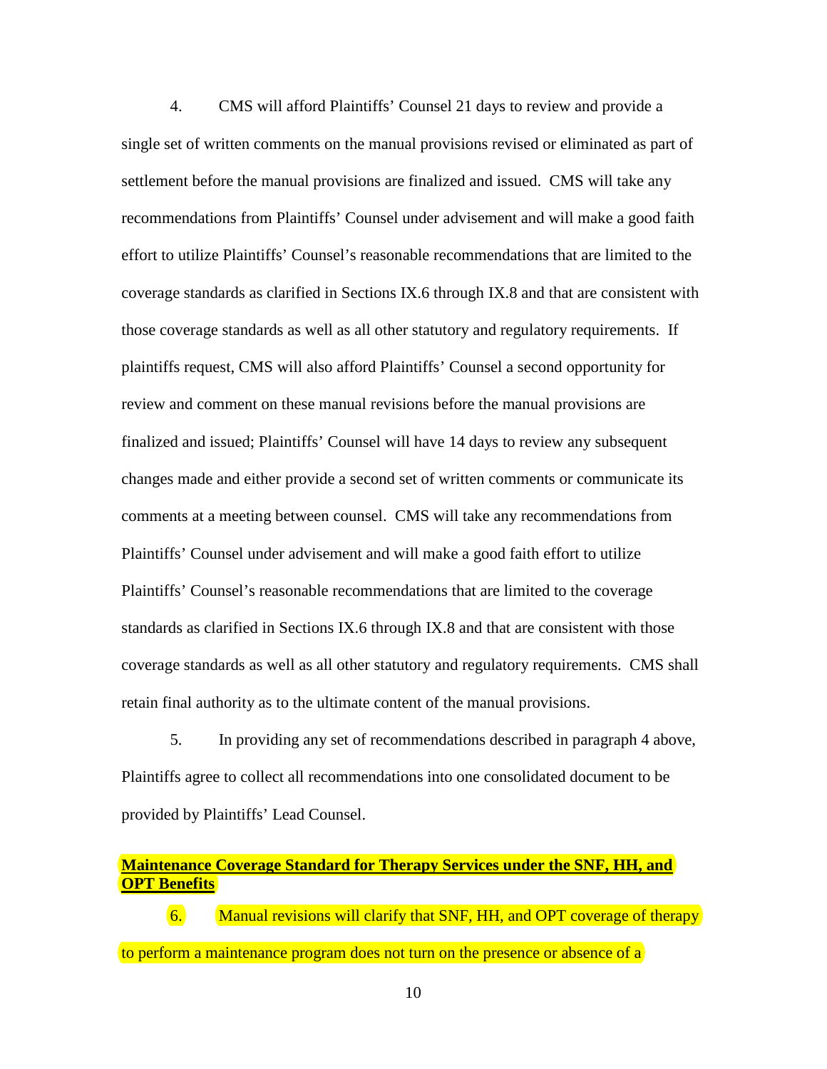4. CMS will afford Plaintiffs' Counsel 21 days to review and provide a single set of written comments on the manual provisions revised or eliminated as part of settlement before the manual provisions are finalized and issued. CMS will take any recommendations from Plaintiffs' Counsel under advisement and will make a good faith effort to utilize Plaintiffs' Counsel's reasonable recommendations that are limited to the coverage standards as clarified in Sections IX.6 through IX.8 and that are consistent with those coverage standards as well as all other statutory and regulatory requirements. If plaintiffs request, CMS will also afford Plaintiffs' Counsel a second opportunity for review and comment on these manual revisions before the manual provisions are finalized and issued; Plaintiffs' Counsel will have 14 days to review any subsequent changes made and either provide a second set of written comments or communicate its comments at a meeting between counsel. CMS will take any recommendations from Plaintiffs' Counsel under advisement and will make a good faith effort to utilize Plaintiffs' Counsel's reasonable recommendations that are limited to the coverage standards as clarified in Sections IX.6 through IX.8 and that are consistent with those coverage standards as well as all other statutory and regulatory requirements. CMS shall retain final authority as to the ultimate content of the manual provisions.

5. In providing any set of recommendations described in paragraph 4 above, Plaintiffs agree to collect all recommendations into one consolidated document to be provided by Plaintiffs' Lead Counsel.

**Maintenance Coverage Standard for Therapy Services under the SNF, HH, and OPT Benefits**

6. Manual revisions will clarify that SNF, HH, and OPT coverage of therapy to perform a maintenance program does not turn on the presence or absence of a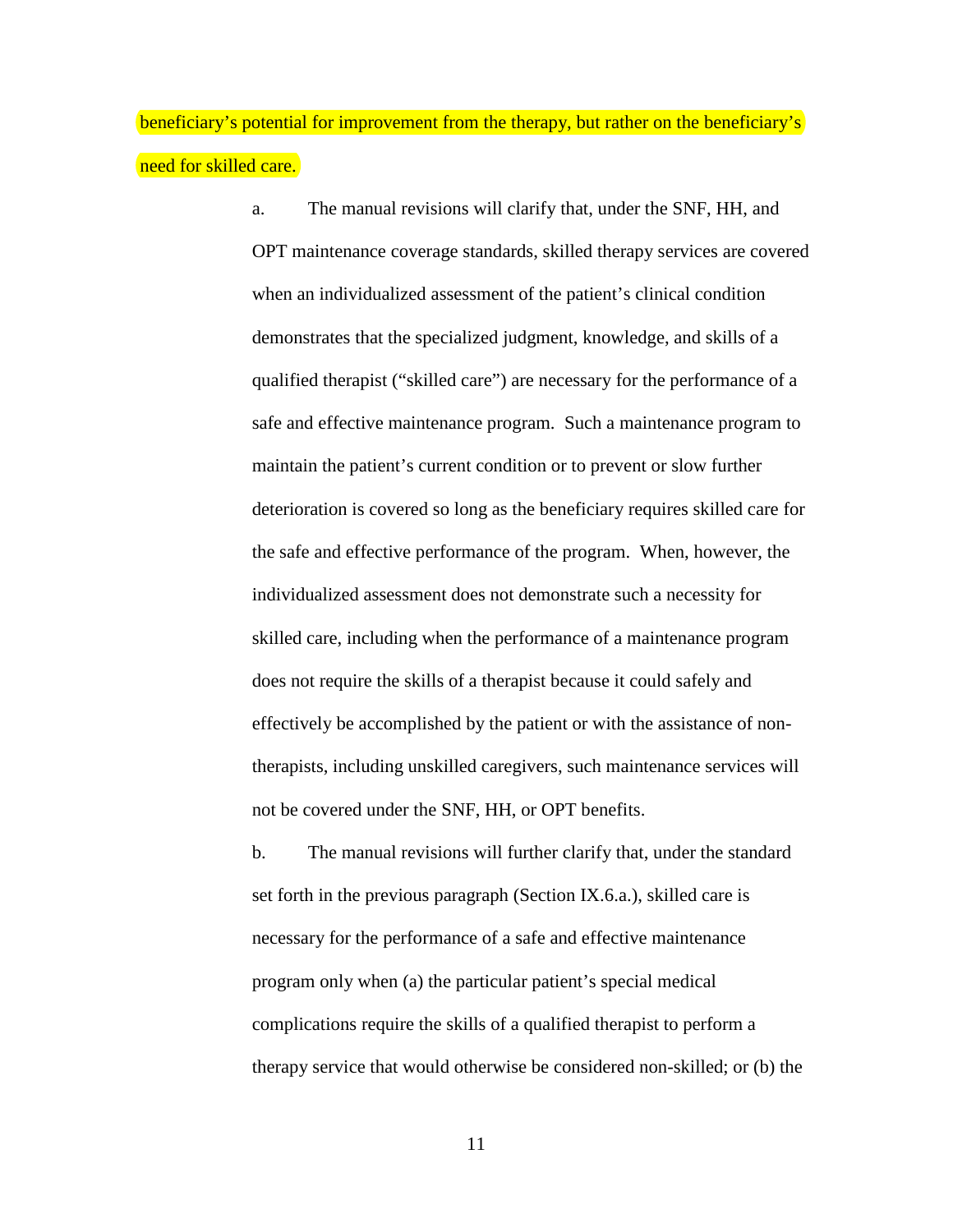beneficiary's potential for improvement from the therapy, but rather on the beneficiary's need for skilled care.

a. The manual revisions will clarify that, under the SNF, HH, and OPT maintenance coverage standards, skilled therapy services are covered when an individualized assessment of the patient's clinical condition demonstrates that the specialized judgment, knowledge, and skills of a qualified therapist ("skilled care") are necessary for the performance of a safe and effective maintenance program. Such a maintenance program to maintain the patient's current condition or to prevent or slow further deterioration is covered so long as the beneficiary requires skilled care for the safe and effective performance of the program. When, however, the individualized assessment does not demonstrate such a necessity for skilled care, including when the performance of a maintenance program does not require the skills of a therapist because it could safely and effectively be accomplished by the patient or with the assistance of non-therapists, including unskilled caregivers, such maintenance services will not be covered under the SNF, HH, or OPT benefits.

b. The manual revisions will further clarify that, under the standard set forth in the previous paragraph (Section IX.6.a.), skilled care is necessary for the performance of a safe and effective maintenance program only when (a) the particular patient's special medical complications require the skills of a qualified therapist to perform a therapy service that would otherwise be considered non-skilled; or (b) the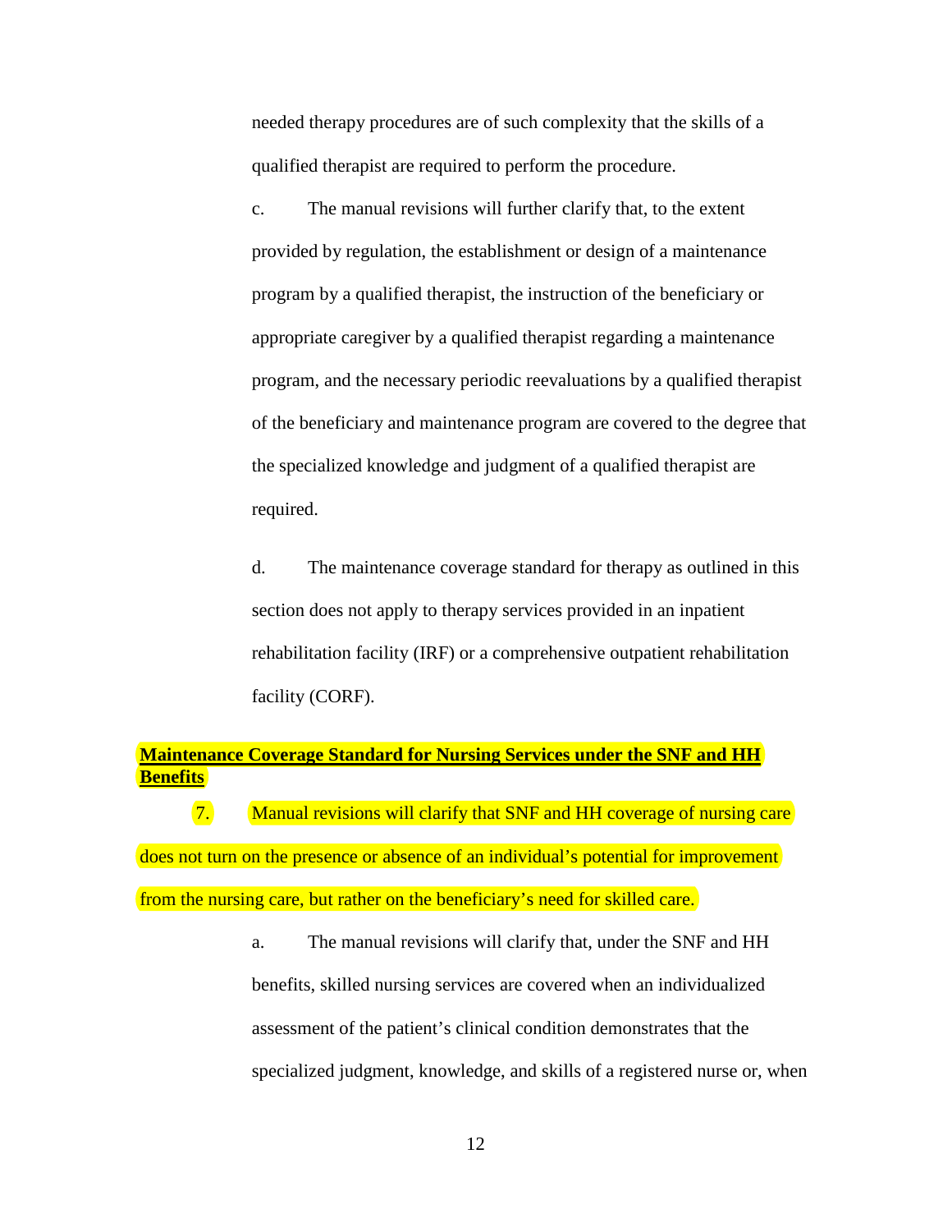needed therapy procedures are of such complexity that the skills of a qualified therapist are required to perform the procedure.

c. The manual revisions will further clarify that, to the extent provided by regulation, the establishment or design of a maintenance program by a qualified therapist, the instruction of the beneficiary or appropriate caregiver by a qualified therapist regarding a maintenance program, and the necessary periodic reevaluations by a qualified therapist of the beneficiary and maintenance program are covered to the degree that the specialized knowledge and judgment of a qualified therapist are required.

d. The maintenance coverage standard for therapy as outlined in this section does not apply to therapy services provided in an inpatient rehabilitation facility (IRF) or a comprehensive outpatient rehabilitation facility (CORF).

**Maintenance Coverage Standard for Nursing Services under the SNF and HH Benefits**

7. Manual revisions will clarify that SNF and HH coverage of nursing care does not turn on the presence or absence of an individual's potential for improvement from the nursing care, but rather on the beneficiary's need for skilled care.

a. The manual revisions will clarify that, under the SNF and HH benefits, skilled nursing services are covered when an individualized assessment of the patient's clinical condition demonstrates that the specialized judgment, knowledge, and skills of a registered nurse or, when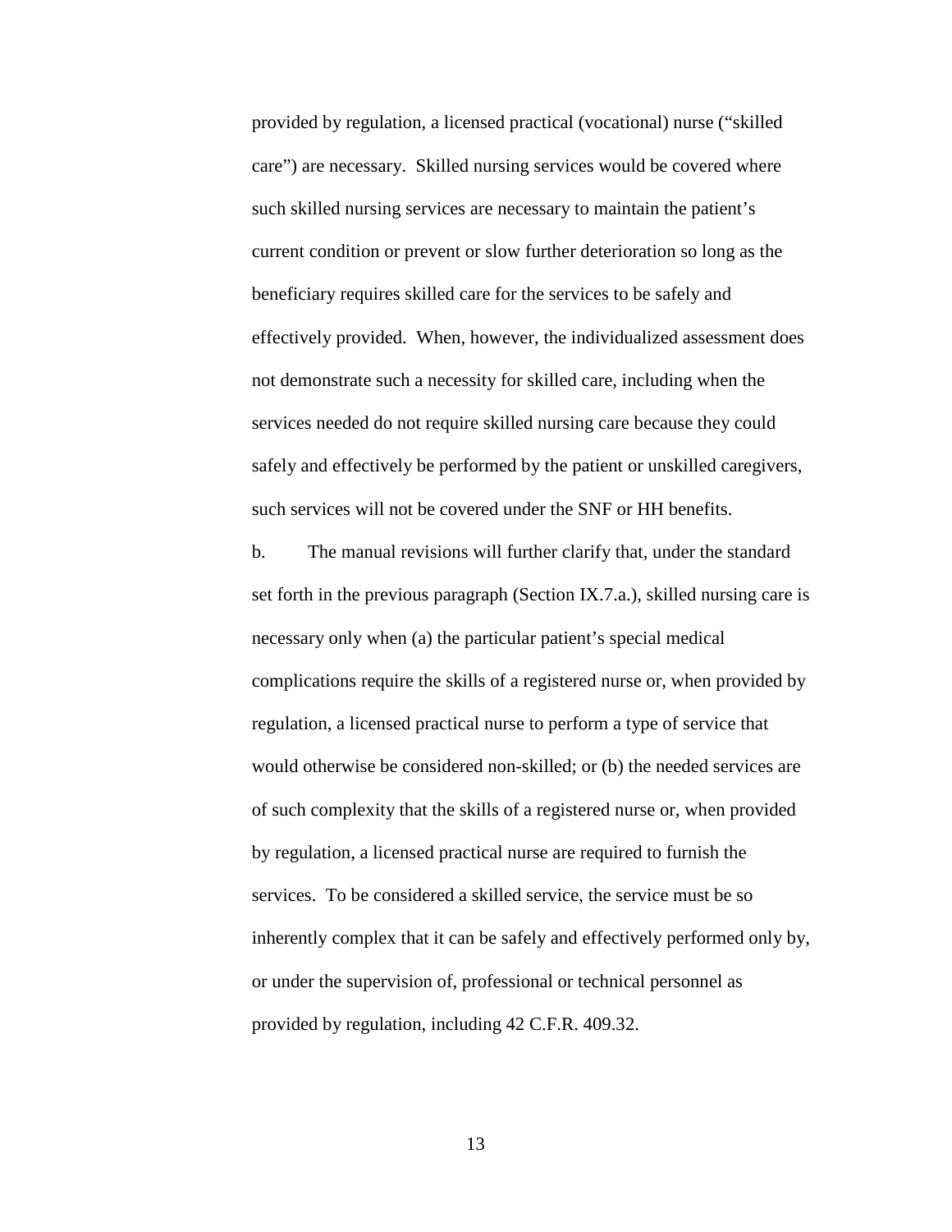provided by regulation, a licensed practical (vocational) nurse ("skilled care") are necessary. Skilled nursing services would be covered where such skilled nursing services are necessary to maintain the patient's current condition or prevent or slow further deterioration so long as the beneficiary requires skilled care for the services to be safely and effectively provided. When, however, the individualized assessment does not demonstrate such a necessity for skilled care, including when the services needed do not require skilled nursing care because they could safely and effectively be performed by the patient or unskilled caregivers, such services will not be covered under the SNF or HH benefits.

b. The manual revisions will further clarify that, under the standard set forth in the previous paragraph (Section IX.7.a.), skilled nursing care is necessary only when (a) the particular patient's special medical complications require the skills of a registered nurse or, when provided by regulation, a licensed practical nurse to perform a type of service that would otherwise be considered non-skilled; or (b) the needed services are of such complexity that the skills of a registered nurse or, when provided by regulation, a licensed practical nurse are required to furnish the services. To be considered a skilled service, the service must be so inherently complex that it can be safely and effectively performed only by, or under the supervision of, professional or technical personnel as provided by regulation, including 42 C.F.R. 409.32.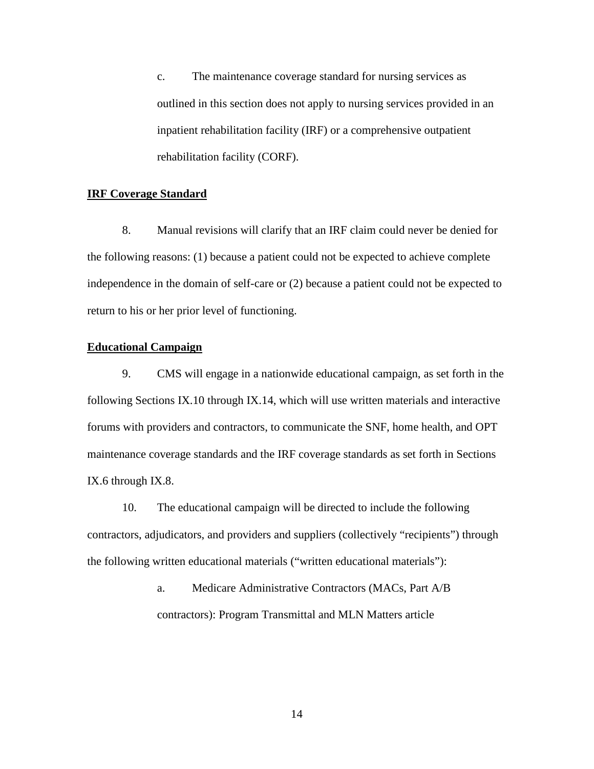c. The maintenance coverage standard for nursing services as outlined in this section does not apply to nursing services provided in an inpatient rehabilitation facility (IRF) or a comprehensive outpatient rehabilitation facility (CORF).

**IRF Coverage Standard**

8. Manual revisions will clarify that an IRF claim could never be denied for the following reasons: (1) because a patient could not be expected to achieve complete independence in the domain of self-care or (2) because a patient could not be expected to return to his or her prior level of functioning.

**Educational Campaign**

9. CMS will engage in a nationwide educational campaign, as set forth in the following Sections IX.10 through IX.14, which will use written materials and interactive forums with providers and contractors, to communicate the SNF, home health, and OPT maintenance coverage standards and the IRF coverage standards as set forth in Sections IX.6 through IX.8.

10. The educational campaign will be directed to include the following contractors, adjudicators, and providers and suppliers (collectively "recipients") through the following written educational materials ("written educational materials"):

a. Medicare Administrative Contractors (MACs, Part A/B contractors): Program Transmittal and MLN Matters article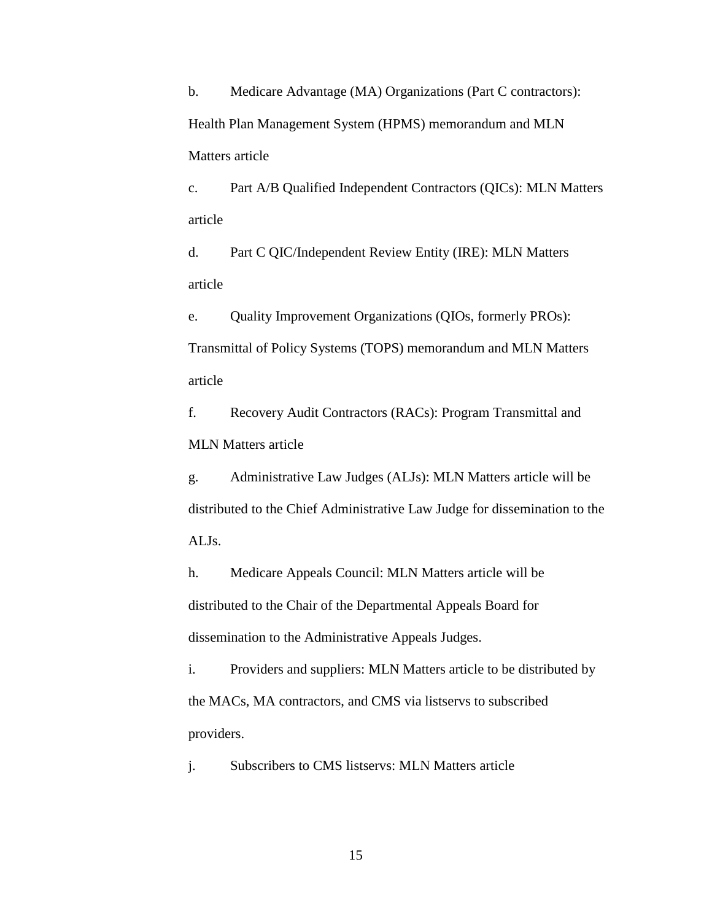b. Medicare Advantage (MA) Organizations (Part C contractors): Health Plan Management System (HPMS) memorandum and MLN Matters article

c. Part A/B Qualified Independent Contractors (QICs): MLN Matters article

d. Part C QIC/Independent Review Entity (IRE): MLN Matters article

e. Quality Improvement Organizations (QIOs, formerly PROs): Transmittal of Policy Systems (TOPS) memorandum and MLN Matters article

f. Recovery Audit Contractors (RACs): Program Transmittal and MLN Matters article

g. Administrative Law Judges (ALJs): MLN Matters article will be distributed to the Chief Administrative Law Judge for dissemination to the ALJs.

h. Medicare Appeals Council: MLN Matters article will be distributed to the Chair of the Departmental Appeals Board for dissemination to the Administrative Appeals Judges.

i. Providers and suppliers: MLN Matters article to be distributed by the MACs, MA contractors, and CMS via listservs to subscribed providers.

j. Subscribers to CMS listservs: MLN Matters article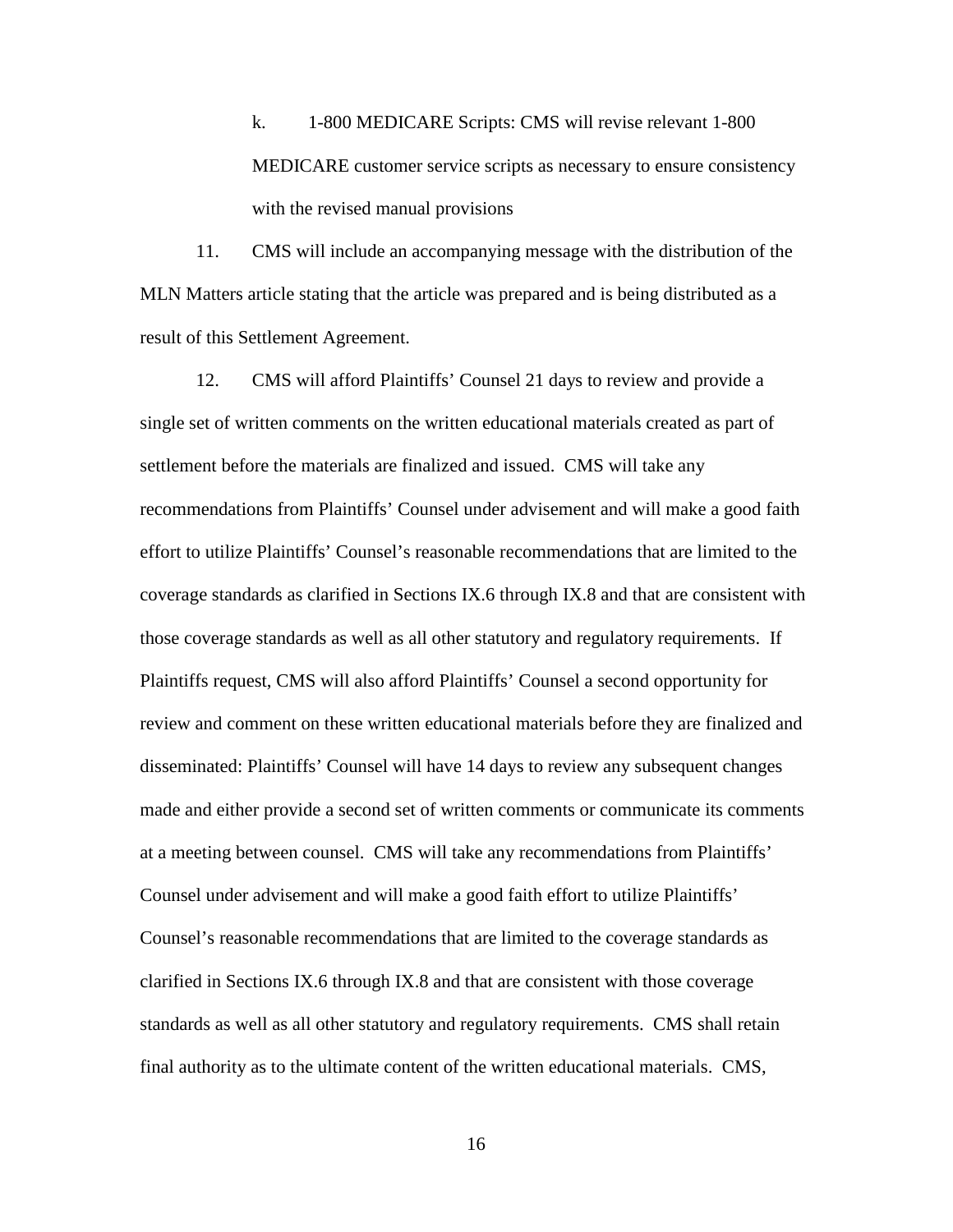k. 1-800 MEDICARE Scripts: CMS will revise relevant 1-800 MEDICARE customer service scripts as necessary to ensure consistency with the revised manual provisions

11. CMS will include an accompanying message with the distribution of the MLN Matters article stating that the article was prepared and is being distributed as a result of this Settlement Agreement.

12. CMS will afford Plaintiffs' Counsel 21 days to review and provide a single set of written comments on the written educational materials created as part of settlement before the materials are finalized and issued. CMS will take any recommendations from Plaintiffs' Counsel under advisement and will make a good faith effort to utilize Plaintiffs' Counsel's reasonable recommendations that are limited to the coverage standards as clarified in Sections IX.6 through IX.8 and that are consistent with those coverage standards as well as all other statutory and regulatory requirements. If Plaintiffs request, CMS will also afford Plaintiffs' Counsel a second opportunity for review and comment on these written educational materials before they are finalized and disseminated: Plaintiffs' Counsel will have 14 days to review any subsequent changes made and either provide a second set of written comments or communicate its comments at a meeting between counsel. CMS will take any recommendations from Plaintiffs' Counsel under advisement and will make a good faith effort to utilize Plaintiffs' Counsel's reasonable recommendations that are limited to the coverage standards as clarified in Sections IX.6 through IX.8 and that are consistent with those coverage standards as well as all other statutory and regulatory requirements. CMS shall retain final authority as to the ultimate content of the written educational materials. CMS,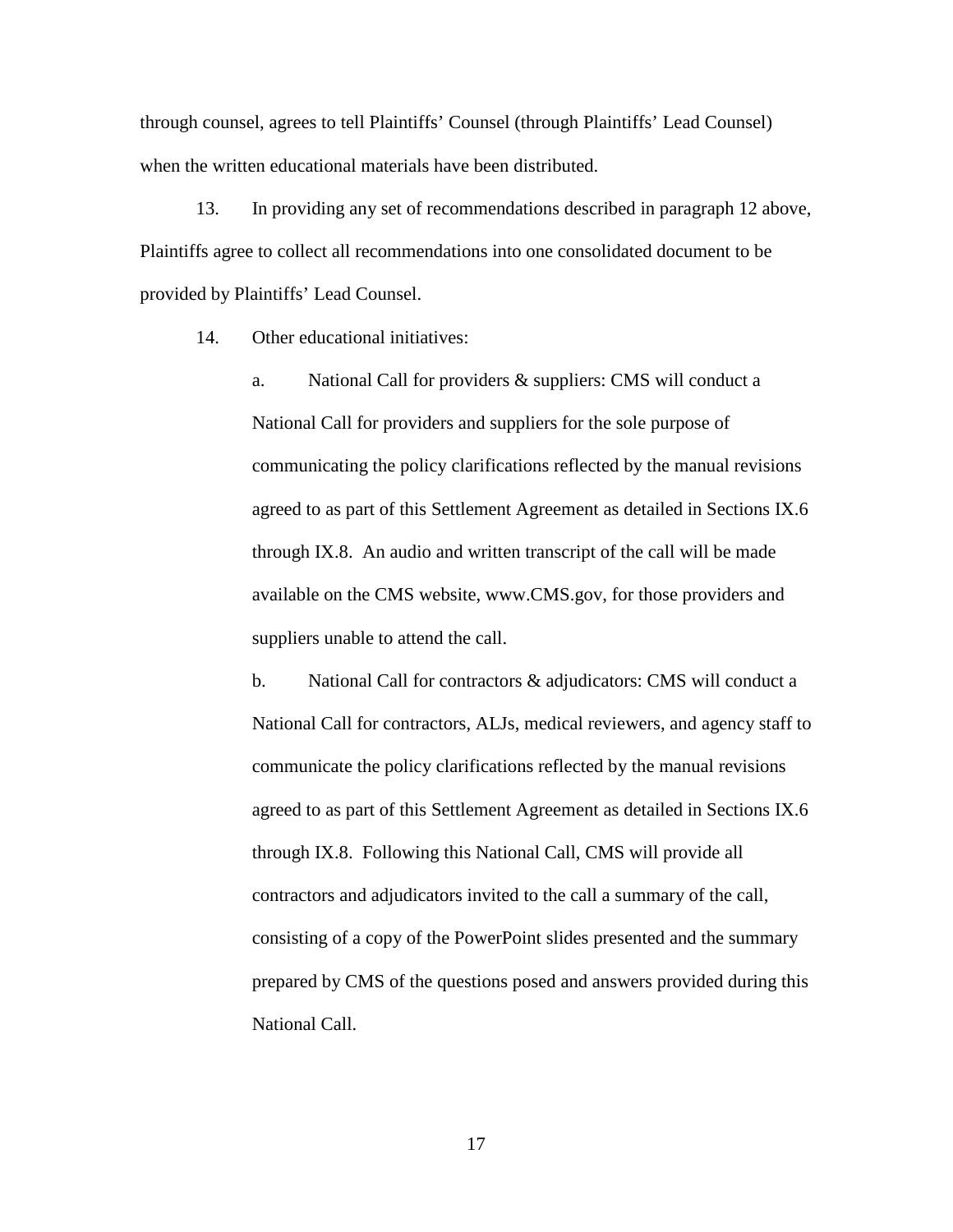through counsel, agrees to tell Plaintiffs' Counsel (through Plaintiffs' Lead Counsel) when the written educational materials have been distributed.

13. In providing any set of recommendations described in paragraph 12 above, Plaintiffs agree to collect all recommendations into one consolidated document to be provided by Plaintiffs' Lead Counsel.

14. Other educational initiatives:

   a. National Call for providers & suppliers: CMS will conduct a National Call for providers and suppliers for the sole purpose of communicating the policy clarifications reflected by the manual revisions agreed to as part of this Settlement Agreement as detailed in Sections IX.6 through IX.8. An audio and written transcript of the call will be made available on the CMS website, www.CMS.gov, for those providers and suppliers unable to attend the call.

   b. National Call for contractors & adjudicators: CMS will conduct a National Call for contractors, ALJs, medical reviewers, and agency staff to communicate the policy clarifications reflected by the manual revisions agreed to as part of this Settlement Agreement as detailed in Sections IX.6 through IX.8. Following this National Call, CMS will provide all contractors and adjudicators invited to the call a summary of the call, consisting of a copy of the PowerPoint slides presented and the summary prepared by CMS of the questions posed and answers provided during this National Call.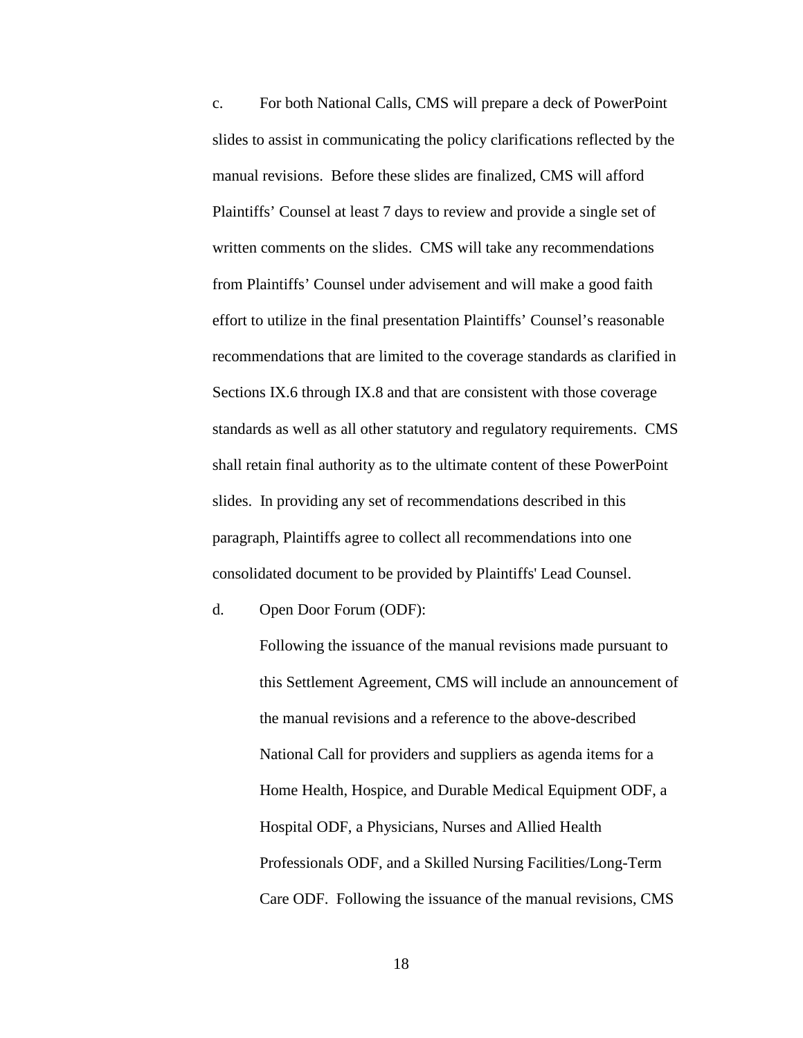c. For both National Calls, CMS will prepare a deck of PowerPoint slides to assist in communicating the policy clarifications reflected by the manual revisions. Before these slides are finalized, CMS will afford Plaintiffs' Counsel at least 7 days to review and provide a single set of written comments on the slides. CMS will take any recommendations from Plaintiffs' Counsel under advisement and will make a good faith effort to utilize in the final presentation Plaintiffs' Counsel's reasonable recommendations that are limited to the coverage standards as clarified in Sections IX.6 through IX.8 and that are consistent with those coverage standards as well as all other statutory and regulatory requirements. CMS shall retain final authority as to the ultimate content of these PowerPoint slides. In providing any set of recommendations described in this paragraph, Plaintiffs agree to collect all recommendations into one consolidated document to be provided by Plaintiffs' Lead Counsel.

d. Open Door Forum (ODF):

Following the issuance of the manual revisions made pursuant to this Settlement Agreement, CMS will include an announcement of the manual revisions and a reference to the above-described National Call for providers and suppliers as agenda items for a Home Health, Hospice, and Durable Medical Equipment ODF, a Hospital ODF, a Physicians, Nurses and Allied Health Professionals ODF, and a Skilled Nursing Facilities/Long-Term Care ODF. Following the issuance of the manual revisions, CMS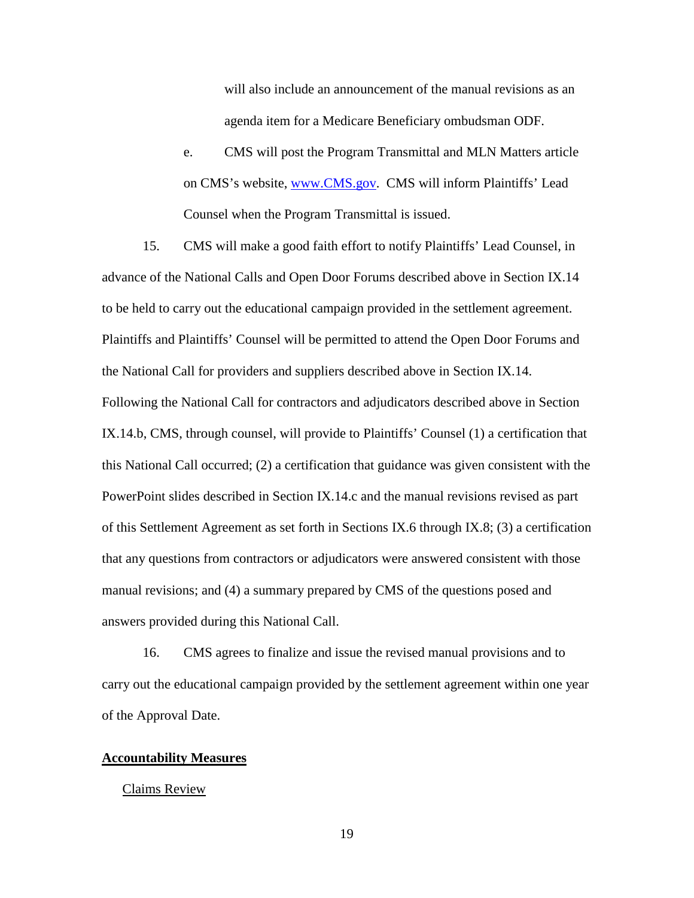will also include an announcement of the manual revisions as an agenda item for a Medicare Beneficiary ombudsman ODF.

e. CMS will post the Program Transmittal and MLN Matters article on CMS's website, [www.CMS.gov](http://www.CMS.gov). CMS will inform Plaintiffs' Lead Counsel when the Program Transmittal is issued.

15. CMS will make a good faith effort to notify Plaintiffs' Lead Counsel, in advance of the National Calls and Open Door Forums described above in Section IX.14 to be held to carry out the educational campaign provided in the settlement agreement. Plaintiffs and Plaintiffs' Counsel will be permitted to attend the Open Door Forums and the National Call for providers and suppliers described above in Section IX.14. Following the National Call for contractors and adjudicators described above in Section IX.14.b, CMS, through counsel, will provide to Plaintiffs' Counsel (1) a certification that this National Call occurred; (2) a certification that guidance was given consistent with the PowerPoint slides described in Section IX.14.c and the manual revisions revised as part of this Settlement Agreement as set forth in Sections IX.6 through IX.8; (3) a certification that any questions from contractors or adjudicators were answered consistent with those manual revisions; and (4) a summary prepared by CMS of the questions posed and answers provided during this National Call.

16. CMS agrees to finalize and issue the revised manual provisions and to carry out the educational campaign provided by the settlement agreement within one year of the Approval Date.

**Accountability Measures**

Claims Review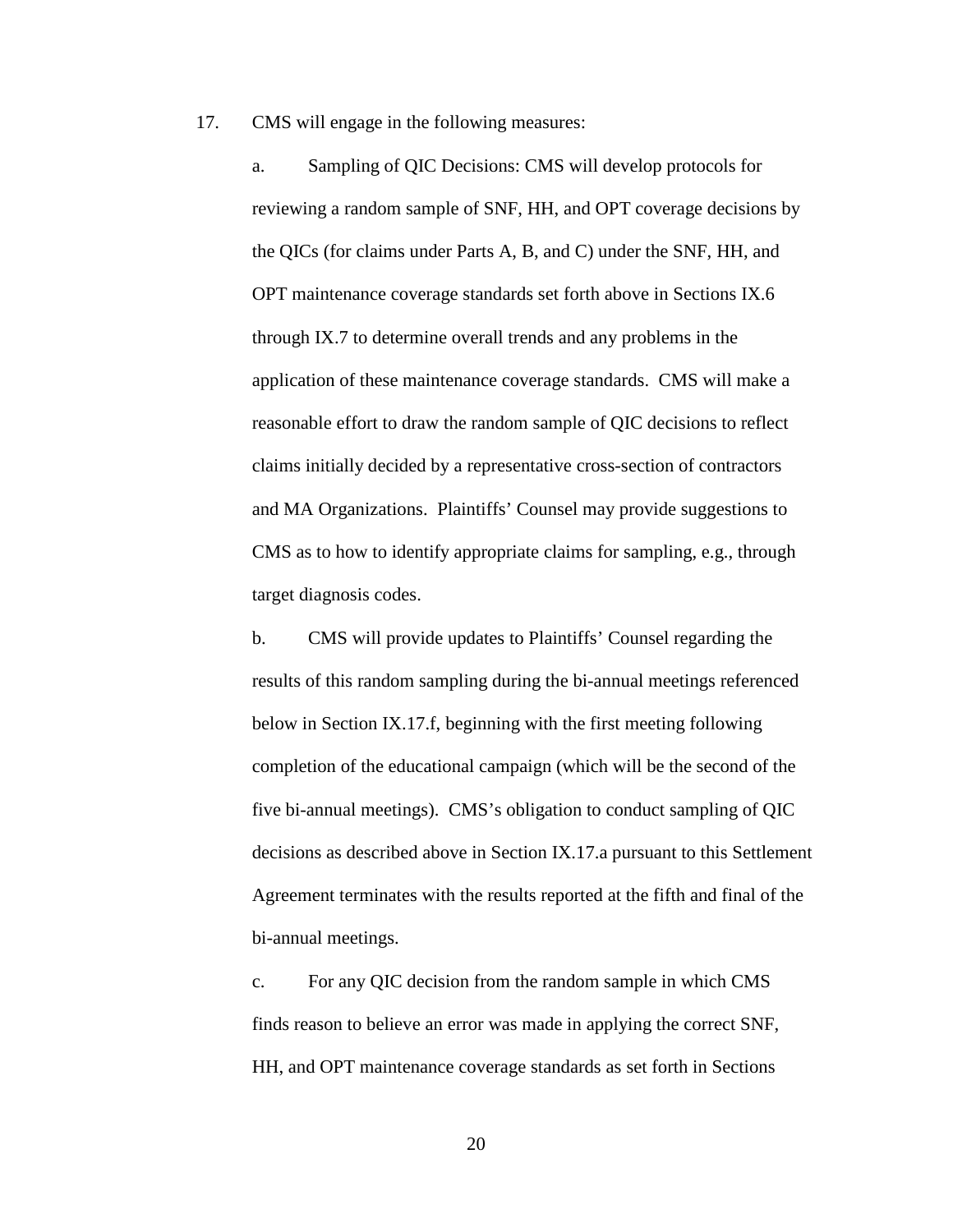17. CMS will engage in the following measures:

   a. Sampling of QIC Decisions: CMS will develop protocols for reviewing a random sample of SNF, HH, and OPT coverage decisions by the QICs (for claims under Parts A, B, and C) under the SNF, HH, and OPT maintenance coverage standards set forth above in Sections IX.6 through IX.7 to determine overall trends and any problems in the application of these maintenance coverage standards. CMS will make a reasonable effort to draw the random sample of QIC decisions to reflect claims initially decided by a representative cross-section of contractors and MA Organizations. Plaintiffs' Counsel may provide suggestions to CMS as to how to identify appropriate claims for sampling, e.g., through target diagnosis codes.

   b. CMS will provide updates to Plaintiffs' Counsel regarding the results of this random sampling during the bi-annual meetings referenced below in Section IX.17.f, beginning with the first meeting following completion of the educational campaign (which will be the second of the five bi-annual meetings). CMS's obligation to conduct sampling of QIC decisions as described above in Section IX.17.a pursuant to this Settlement Agreement terminates with the results reported at the fifth and final of the bi-annual meetings.

   c. For any QIC decision from the random sample in which CMS finds reason to believe an error was made in applying the correct SNF, HH, and OPT maintenance coverage standards as set forth in Sections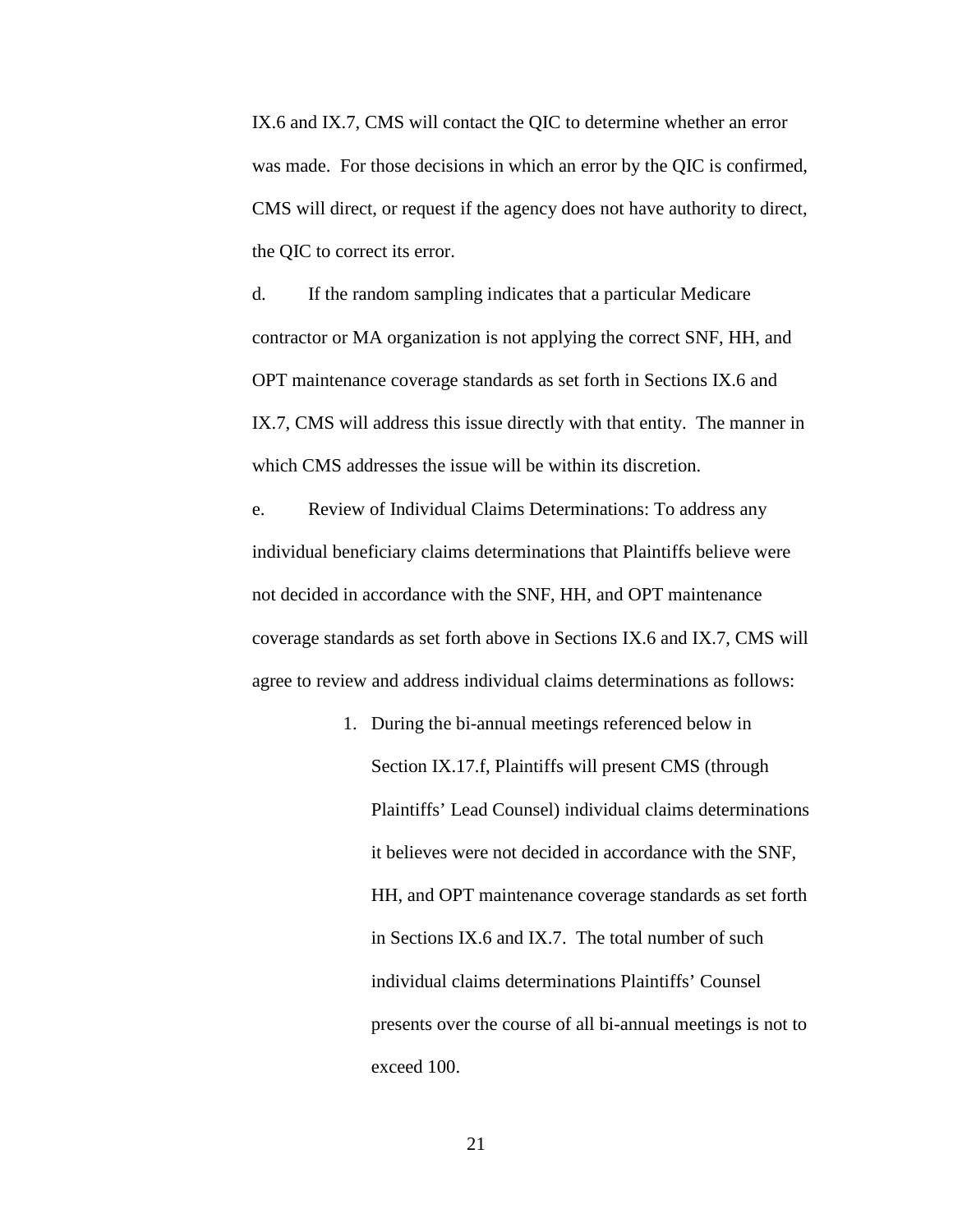IX.6 and IX.7, CMS will contact the QIC to determine whether an error was made. For those decisions in which an error by the QIC is confirmed, CMS will direct, or request if the agency does not have authority to direct, the QIC to correct its error.

d. If the random sampling indicates that a particular Medicare contractor or MA organization is not applying the correct SNF, HH, and OPT maintenance coverage standards as set forth in Sections IX.6 and IX.7, CMS will address this issue directly with that entity. The manner in which CMS addresses the issue will be within its discretion.

e. Review of Individual Claims Determinations: To address any individual beneficiary claims determinations that Plaintiffs believe were not decided in accordance with the SNF, HH, and OPT maintenance coverage standards as set forth above in Sections IX.6 and IX.7, CMS will agree to review and address individual claims determinations as follows:

1. During the bi-annual meetings referenced below in Section IX.17.f, Plaintiffs will present CMS (through Plaintiffs' Lead Counsel) individual claims determinations it believes were not decided in accordance with the SNF, HH, and OPT maintenance coverage standards as set forth in Sections IX.6 and IX.7. The total number of such individual claims determinations Plaintiffs' Counsel presents over the course of all bi-annual meetings is not to exceed 100.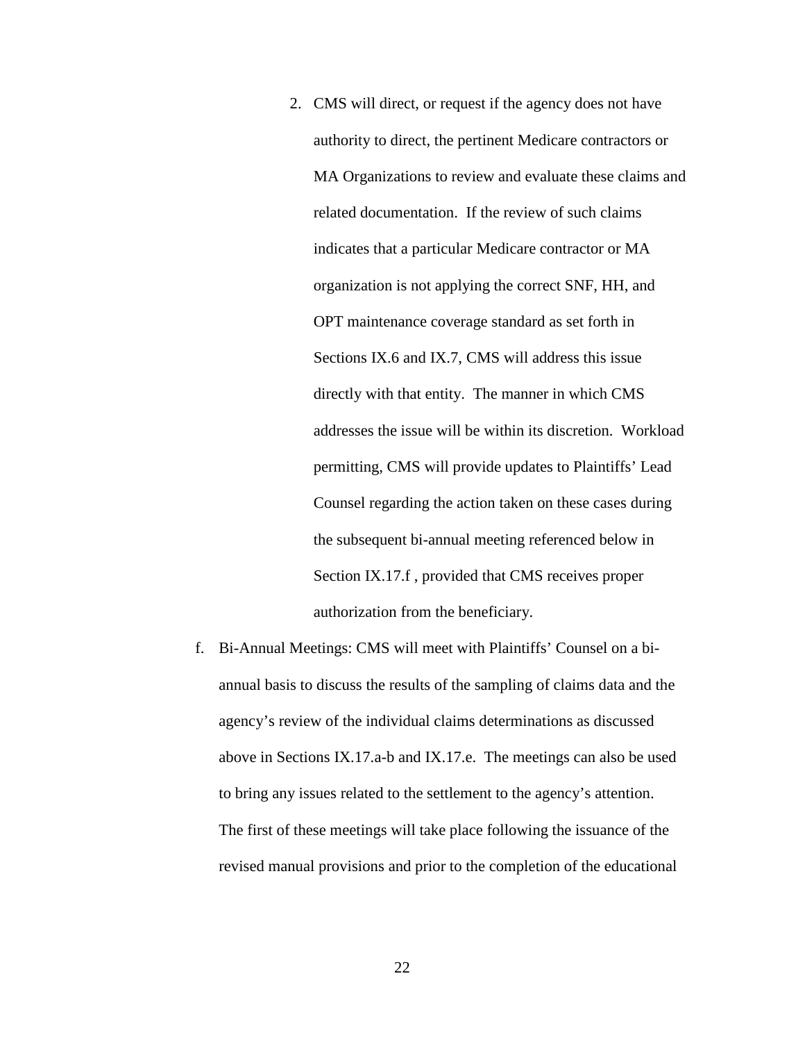2. CMS will direct, or request if the agency does not have authority to direct, the pertinent Medicare contractors or MA Organizations to review and evaluate these claims and related documentation. If the review of such claims indicates that a particular Medicare contractor or MA organization is not applying the correct SNF, HH, and OPT maintenance coverage standard as set forth in Sections IX.6 and IX.7, CMS will address this issue directly with that entity. The manner in which CMS addresses the issue will be within its discretion. Workload permitting, CMS will provide updates to Plaintiffs' Lead Counsel regarding the action taken on these cases during the subsequent bi-annual meeting referenced below in Section IX.17.f , provided that CMS receives proper authorization from the beneficiary.

f. Bi-Annual Meetings: CMS will meet with Plaintiffs' Counsel on a bi-annual basis to discuss the results of the sampling of claims data and the agency's review of the individual claims determinations as discussed above in Sections IX.17.a-b and IX.17.e. The meetings can also be used to bring any issues related to the settlement to the agency's attention. The first of these meetings will take place following the issuance of the revised manual provisions and prior to the completion of the educational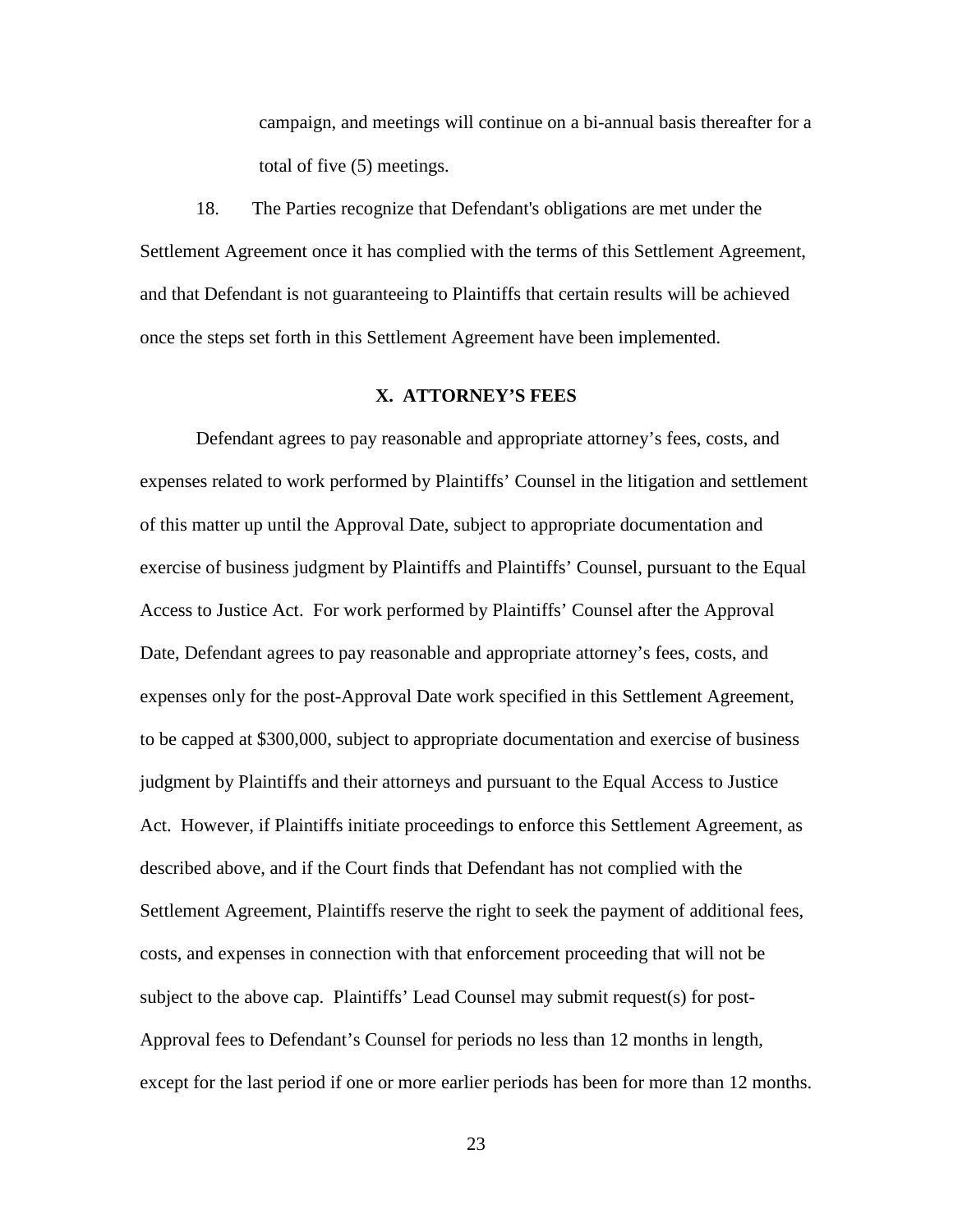campaign, and meetings will continue on a bi-annual basis thereafter for a total of five (5) meetings.

18. The Parties recognize that Defendant's obligations are met under the Settlement Agreement once it has complied with the terms of this Settlement Agreement, and that Defendant is not guaranteeing to Plaintiffs that certain results will be achieved once the steps set forth in this Settlement Agreement have been implemented.

## X. ATTORNEY'S FEES

Defendant agrees to pay reasonable and appropriate attorney's fees, costs, and expenses related to work performed by Plaintiffs' Counsel in the litigation and settlement of this matter up until the Approval Date, subject to appropriate documentation and exercise of business judgment by Plaintiffs and Plaintiffs' Counsel, pursuant to the Equal Access to Justice Act. For work performed by Plaintiffs' Counsel after the Approval Date, Defendant agrees to pay reasonable and appropriate attorney's fees, costs, and expenses only for the post-Approval Date work specified in this Settlement Agreement, to be capped at $300,000, subject to appropriate documentation and exercise of business judgment by Plaintiffs and their attorneys and pursuant to the Equal Access to Justice Act. However, if Plaintiffs initiate proceedings to enforce this Settlement Agreement, as described above, and if the Court finds that Defendant has not complied with the Settlement Agreement, Plaintiffs reserve the right to seek the payment of additional fees, costs, and expenses in connection with that enforcement proceeding that will not be subject to the above cap. Plaintiffs' Lead Counsel may submit request(s) for post-Approval fees to Defendant's Counsel for periods no less than 12 months in length, except for the last period if one or more earlier periods has been for more than 12 months.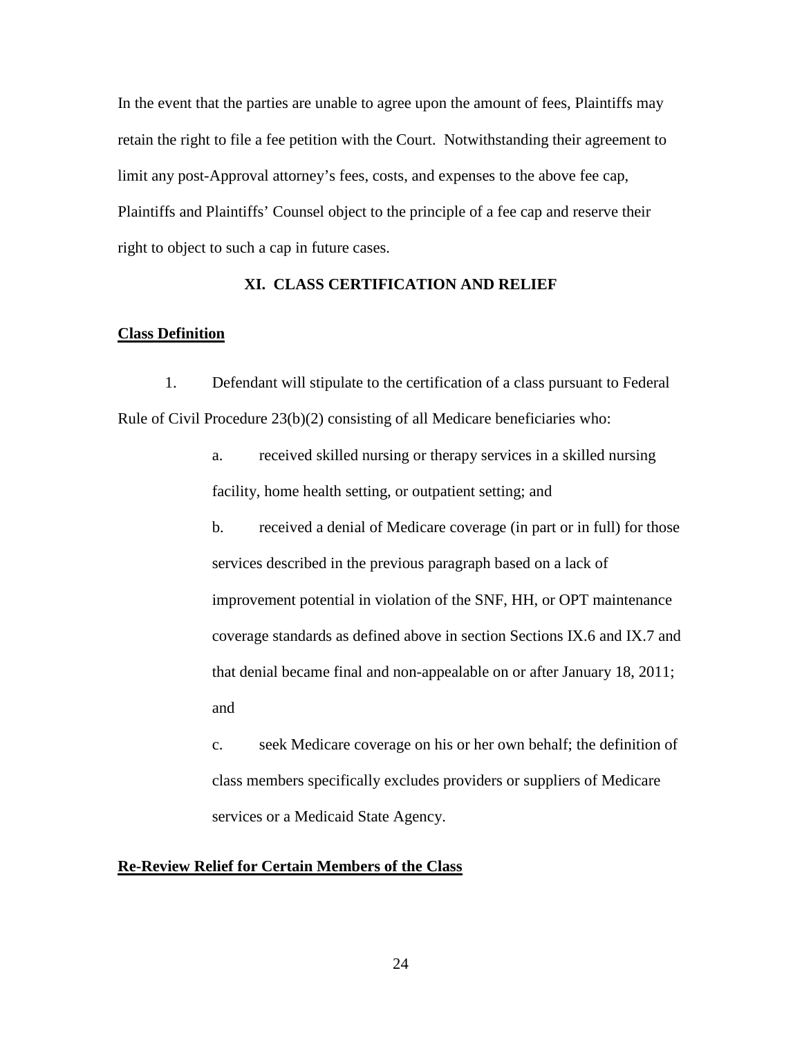In the event that the parties are unable to agree upon the amount of fees, Plaintiffs may retain the right to file a fee petition with the Court. Notwithstanding their agreement to limit any post-Approval attorney's fees, costs, and expenses to the above fee cap, Plaintiffs and Plaintiffs' Counsel object to the principle of a fee cap and reserve their right to object to such a cap in future cases.

## XI. CLASS CERTIFICATION AND RELIEF

**Class Definition**

1. Defendant will stipulate to the certification of a class pursuant to Federal Rule of Civil Procedure 23(b)(2) consisting of all Medicare beneficiaries who:

   a. received skilled nursing or therapy services in a skilled nursing facility, home health setting, or outpatient setting; and

   b. received a denial of Medicare coverage (in part or in full) for those services described in the previous paragraph based on a lack of improvement potential in violation of the SNF, HH, or OPT maintenance coverage standards as defined above in section Sections IX.6 and IX.7 and that denial became final and non-appealable on or after January 18, 2011; and

   c. seek Medicare coverage on his or her own behalf; the definition of class members specifically excludes providers or suppliers of Medicare services or a Medicaid State Agency.

**Re-Review Relief for Certain Members of the Class**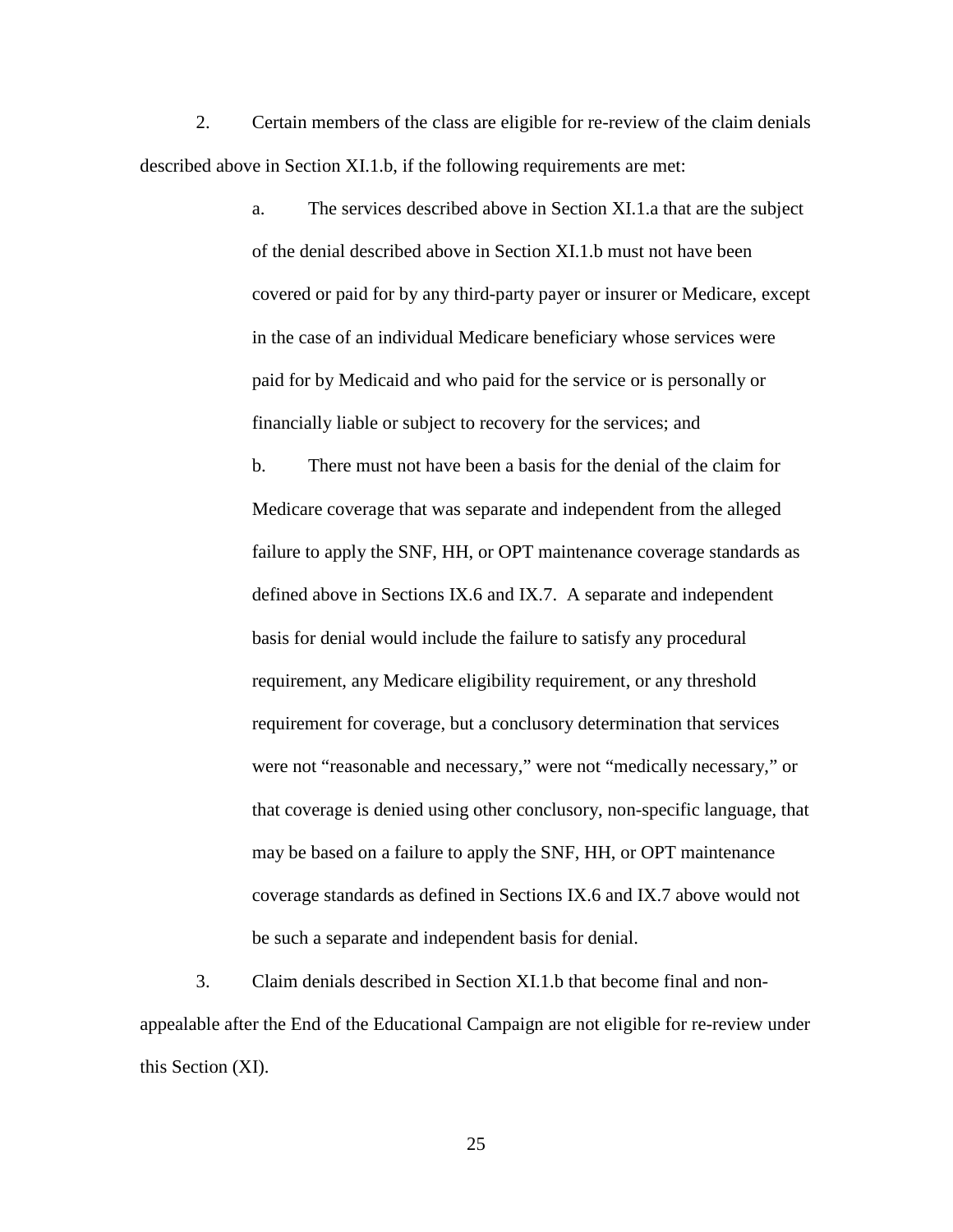2. Certain members of the class are eligible for re-review of the claim denials described above in Section XI.1.b, if the following requirements are met:

   a. The services described above in Section XI.1.a that are the subject of the denial described above in Section XI.1.b must not have been covered or paid for by any third-party payer or insurer or Medicare, except in the case of an individual Medicare beneficiary whose services were paid for by Medicaid and who paid for the service or is personally or financially liable or subject to recovery for the services; and

   b. There must not have been a basis for the denial of the claim for Medicare coverage that was separate and independent from the alleged failure to apply the SNF, HH, or OPT maintenance coverage standards as defined above in Sections IX.6 and IX.7. A separate and independent basis for denial would include the failure to satisfy any procedural requirement, any Medicare eligibility requirement, or any threshold requirement for coverage, but a conclusory determination that services were not "reasonable and necessary," were not "medically necessary," or that coverage is denied using other conclusory, non-specific language, that may be based on a failure to apply the SNF, HH, or OPT maintenance coverage standards as defined in Sections IX.6 and IX.7 above would not be such a separate and independent basis for denial.

3. Claim denials described in Section XI.1.b that become final and non-appealable after the End of the Educational Campaign are not eligible for re-review under this Section (XI).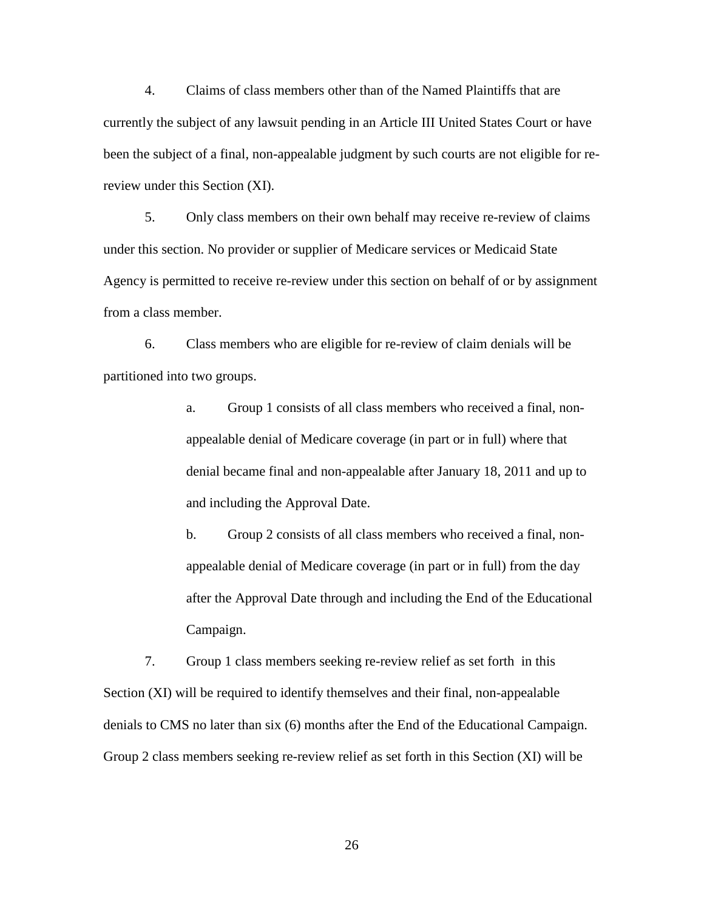4. Claims of class members other than of the Named Plaintiffs that are currently the subject of any lawsuit pending in an Article III United States Court or have been the subject of a final, non-appealable judgment by such courts are not eligible for re-review under this Section (XI).

5. Only class members on their own behalf may receive re-review of claims under this section. No provider or supplier of Medicare services or Medicaid State Agency is permitted to receive re-review under this section on behalf of or by assignment from a class member.

6. Class members who are eligible for re-review of claim denials will be partitioned into two groups.

> a. Group 1 consists of all class members who received a final, non-appealable denial of Medicare coverage (in part or in full) where that denial became final and non-appealable after January 18, 2011 and up to and including the Approval Date.
>
> b. Group 2 consists of all class members who received a final, non-appealable denial of Medicare coverage (in part or in full) from the day after the Approval Date through and including the End of the Educational Campaign.

7. Group 1 class members seeking re-review relief as set forth in this Section (XI) will be required to identify themselves and their final, non-appealable denials to CMS no later than six (6) months after the End of the Educational Campaign. Group 2 class members seeking re-review relief as set forth in this Section (XI) will be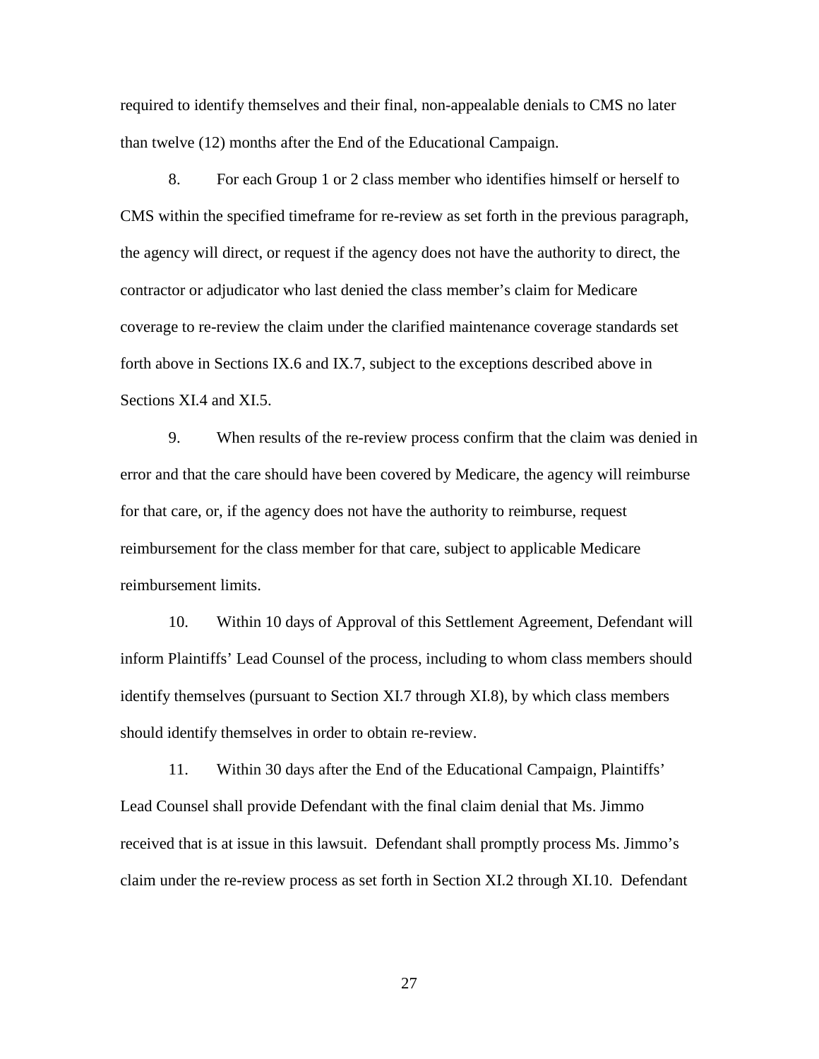required to identify themselves and their final, non-appealable denials to CMS no later than twelve (12) months after the End of the Educational Campaign.

8. For each Group 1 or 2 class member who identifies himself or herself to CMS within the specified timeframe for re-review as set forth in the previous paragraph, the agency will direct, or request if the agency does not have the authority to direct, the contractor or adjudicator who last denied the class member's claim for Medicare coverage to re-review the claim under the clarified maintenance coverage standards set forth above in Sections IX.6 and IX.7, subject to the exceptions described above in Sections XI.4 and XI.5.

9. When results of the re-review process confirm that the claim was denied in error and that the care should have been covered by Medicare, the agency will reimburse for that care, or, if the agency does not have the authority to reimburse, request reimbursement for the class member for that care, subject to applicable Medicare reimbursement limits.

10. Within 10 days of Approval of this Settlement Agreement, Defendant will inform Plaintiffs' Lead Counsel of the process, including to whom class members should identify themselves (pursuant to Section XI.7 through XI.8), by which class members should identify themselves in order to obtain re-review.

11. Within 30 days after the End of the Educational Campaign, Plaintiffs' Lead Counsel shall provide Defendant with the final claim denial that Ms. Jimmo received that is at issue in this lawsuit. Defendant shall promptly process Ms. Jimmo's claim under the re-review process as set forth in Section XI.2 through XI.10. Defendant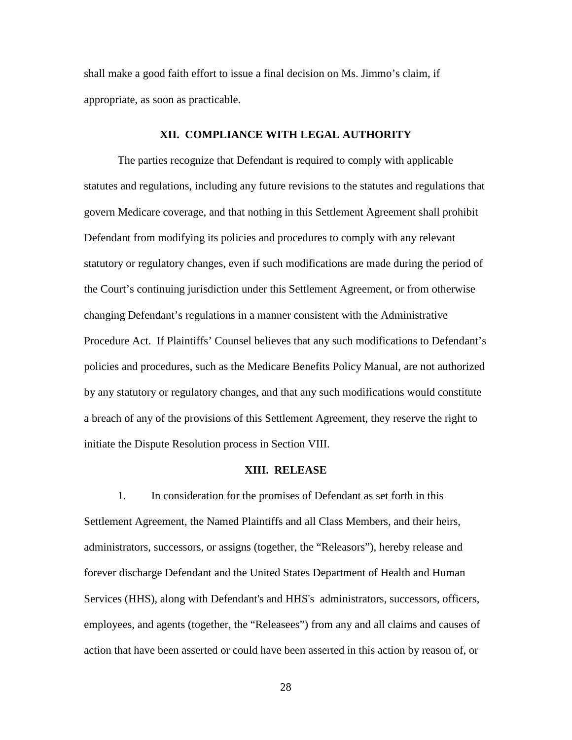shall make a good faith effort to issue a final decision on Ms. Jimmo's claim, if appropriate, as soon as practicable.

## XII. COMPLIANCE WITH LEGAL AUTHORITY

The parties recognize that Defendant is required to comply with applicable statutes and regulations, including any future revisions to the statutes and regulations that govern Medicare coverage, and that nothing in this Settlement Agreement shall prohibit Defendant from modifying its policies and procedures to comply with any relevant statutory or regulatory changes, even if such modifications are made during the period of the Court's continuing jurisdiction under this Settlement Agreement, or from otherwise changing Defendant's regulations in a manner consistent with the Administrative Procedure Act. If Plaintiffs' Counsel believes that any such modifications to Defendant's policies and procedures, such as the Medicare Benefits Policy Manual, are not authorized by any statutory or regulatory changes, and that any such modifications would constitute a breach of any of the provisions of this Settlement Agreement, they reserve the right to initiate the Dispute Resolution process in Section VIII.

## XIII. RELEASE

1. In consideration for the promises of Defendant as set forth in this Settlement Agreement, the Named Plaintiffs and all Class Members, and their heirs, administrators, successors, or assigns (together, the "Releasors"), hereby release and forever discharge Defendant and the United States Department of Health and Human Services (HHS), along with Defendant's and HHS's administrators, successors, officers, employees, and agents (together, the "Releasees") from any and all claims and causes of action that have been asserted or could have been asserted in this action by reason of, or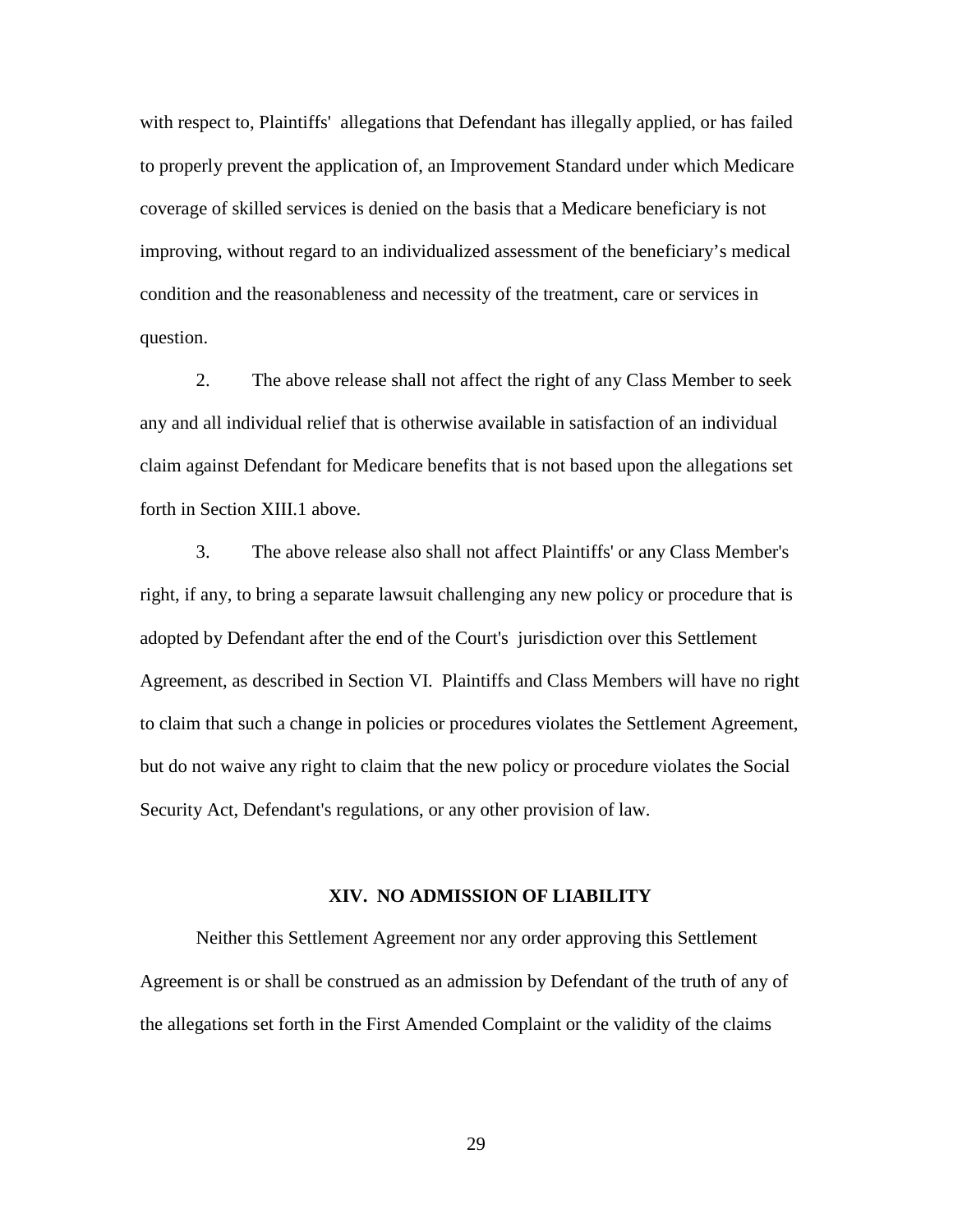with respect to, Plaintiffs' allegations that Defendant has illegally applied, or has failed to properly prevent the application of, an Improvement Standard under which Medicare coverage of skilled services is denied on the basis that a Medicare beneficiary is not improving, without regard to an individualized assessment of the beneficiary's medical condition and the reasonableness and necessity of the treatment, care or services in question.

2. The above release shall not affect the right of any Class Member to seek any and all individual relief that is otherwise available in satisfaction of an individual claim against Defendant for Medicare benefits that is not based upon the allegations set forth in Section XIII.1 above.

3. The above release also shall not affect Plaintiffs' or any Class Member's right, if any, to bring a separate lawsuit challenging any new policy or procedure that is adopted by Defendant after the end of the Court's jurisdiction over this Settlement Agreement, as described in Section VI. Plaintiffs and Class Members will have no right to claim that such a change in policies or procedures violates the Settlement Agreement, but do not waive any right to claim that the new policy or procedure violates the Social Security Act, Defendant's regulations, or any other provision of law.

## XIV. NO ADMISSION OF LIABILITY

Neither this Settlement Agreement nor any order approving this Settlement Agreement is or shall be construed as an admission by Defendant of the truth of any of the allegations set forth in the First Amended Complaint or the validity of the claims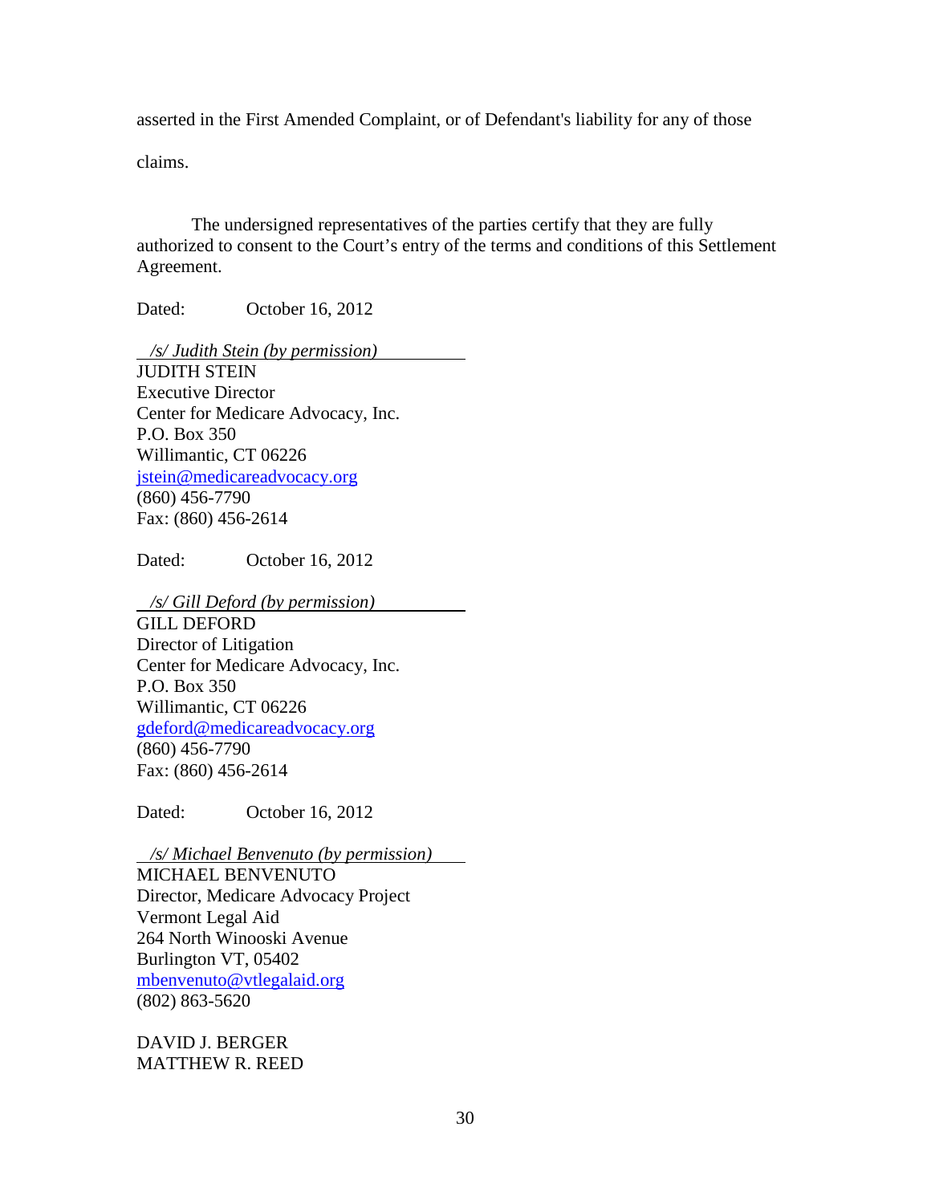asserted in the First Amended Complaint, or of Defendant's liability for any of those claims.

The undersigned representatives of the parties certify that they are fully authorized to consent to the Court's entry of the terms and conditions of this Settlement Agreement.

Dated: October 16, 2012

*/s/ Judith Stein (by permission)*
JUDITH STEIN
Executive Director
Center for Medicare Advocacy, Inc.
P.O. Box 350
Willimantic, CT 06226
jstein@medicareadvocacy.org
(860) 456-7790
Fax: (860) 456-2614

Dated: October 16, 2012

*/s/ Gill Deford (by permission)*
GILL DEFORD
Director of Litigation
Center for Medicare Advocacy, Inc.
P.O. Box 350
Willimantic, CT 06226
gdeford@medicareadvocacy.org
(860) 456-7790
Fax: (860) 456-2614

Dated: October 16, 2012

*/s/ Michael Benvenuto (by permission)*
MICHAEL BENVENUTO
Director, Medicare Advocacy Project
Vermont Legal Aid
264 North Winooski Avenue
Burlington VT, 05402
mbenvenuto@vtlegalaid.org
(802) 863-5620

DAVID J. BERGER
MATTHEW R. REED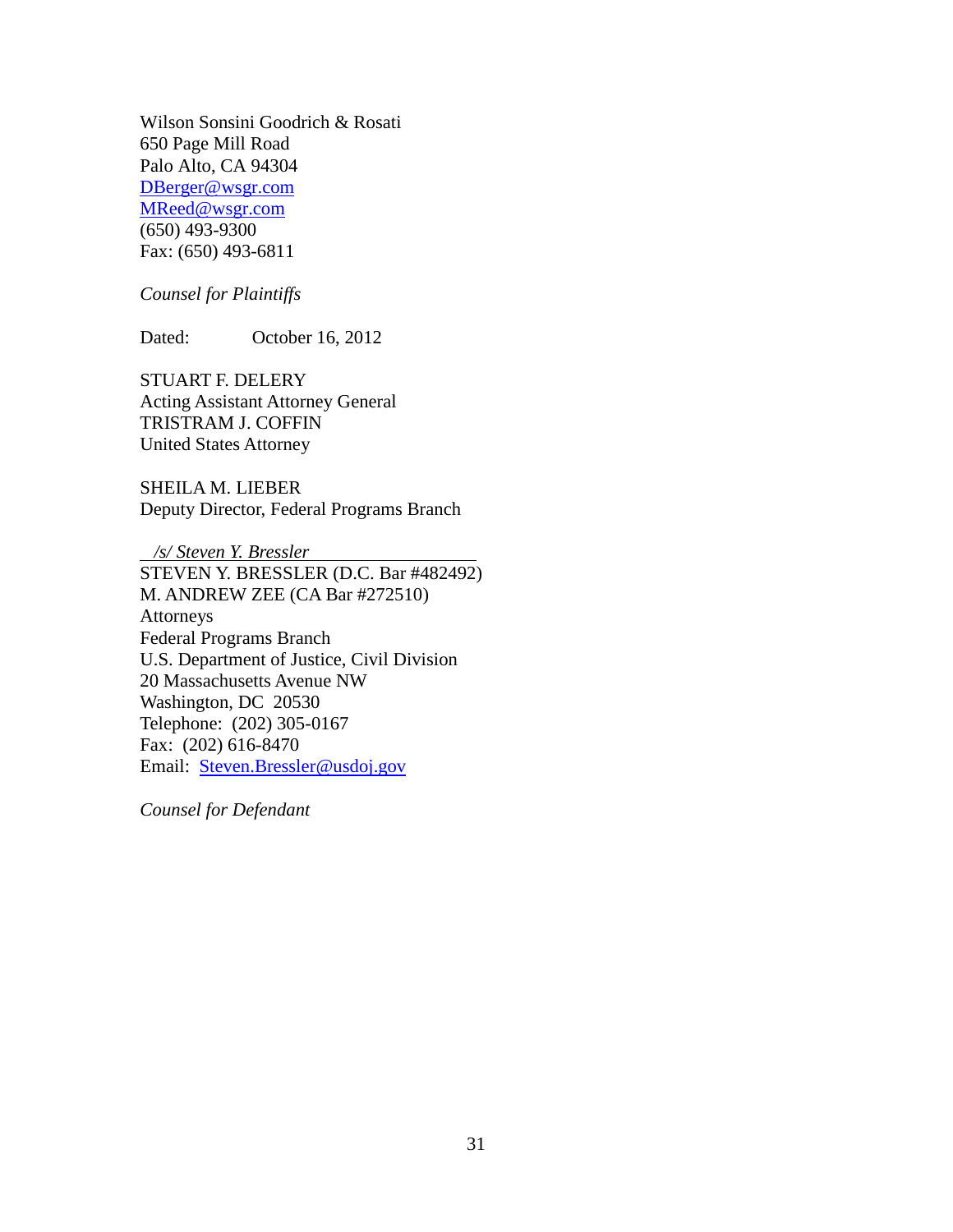Wilson Sonsini Goodrich & Rosati
650 Page Mill Road
Palo Alto, CA 94304
DBerger@wsgr.com
MReed@wsgr.com
(650) 493-9300
Fax: (650) 493-6811

*Counsel for Plaintiffs*

Dated: October 16, 2012

STUART F. DELERY
Acting Assistant Attorney General
TRISTRAM J. COFFIN
United States Attorney

SHEILA M. LIEBER
Deputy Director, Federal Programs Branch

*/s/ Steven Y. Bressler*
STEVEN Y. BRESSLER (D.C. Bar #482492)
M. ANDREW ZEE (CA Bar #272510)
Attorneys
Federal Programs Branch
U.S. Department of Justice, Civil Division
20 Massachusetts Avenue NW
Washington, DC 20530
Telephone: (202) 305-0167
Fax: (202) 616-8470
Email: Steven.Bressler@usdoj.gov

*Counsel for Defendant*